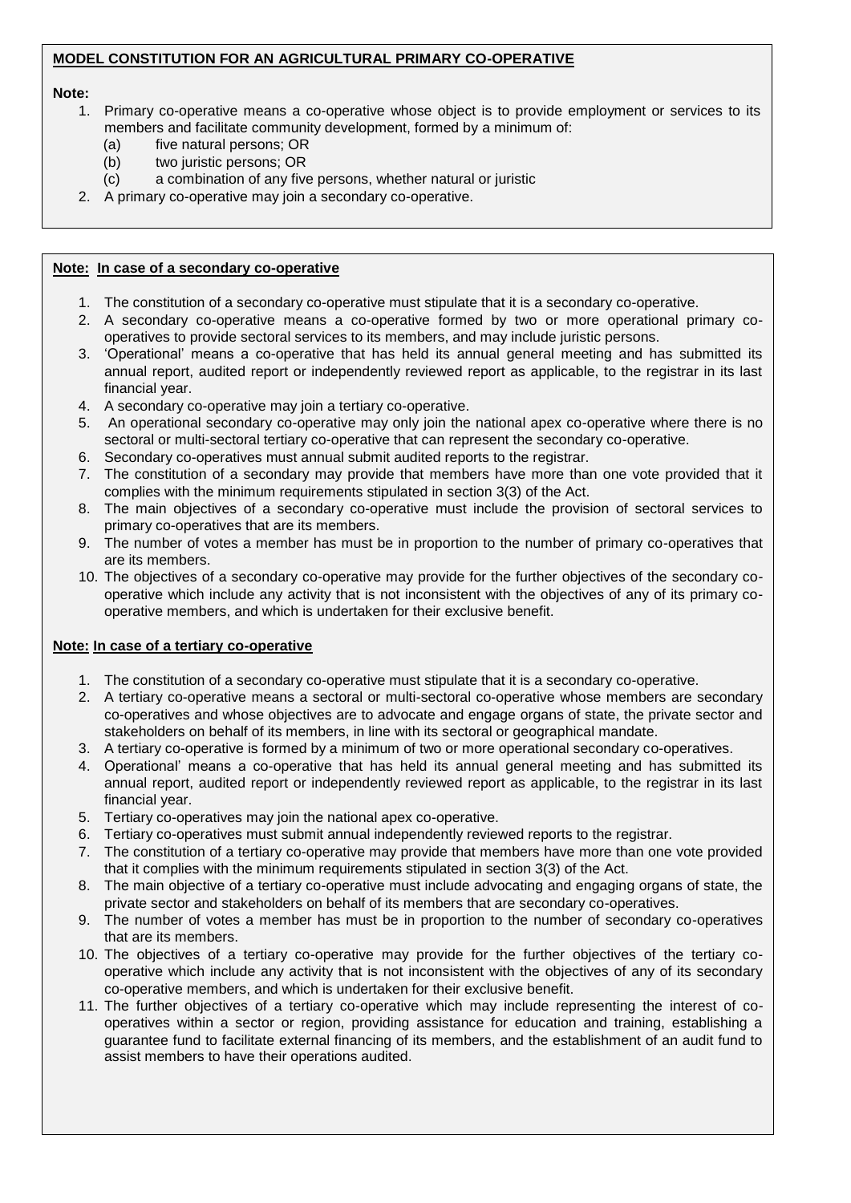**MODEL CONSTITUTION FOR AN AGRICULTURAL PRIMARY CO-OPERATIVE**

**Note:**

1. Primary co-operative means a co-operative whose object is to provide employment or services to its members and facilitate community development, formed by a minimum of:
   - (a) five natural persons; OR
   - (b) two juristic persons; OR
   - (c) a combination of any five persons, whether natural or juristic
2. A primary co-operative may join a secondary co-operative.

**Note: In case of a secondary co-operative**

1. The constitution of a secondary co-operative must stipulate that it is a secondary co-operative.
2. A secondary co-operative means a co-operative formed by two or more operational primary co-operatives to provide sectoral services to its members, and may include juristic persons.
3. 'Operational' means a co-operative that has held its annual general meeting and has submitted its annual report, audited report or independently reviewed report as applicable, to the registrar in its last financial year.
4. A secondary co-operative may join a tertiary co-operative.
5. An operational secondary co-operative may only join the national apex co-operative where there is no sectoral or multi-sectoral tertiary co-operative that can represent the secondary co-operative.
6. Secondary co-operatives must annual submit audited reports to the registrar.
7. The constitution of a secondary may provide that members have more than one vote provided that it complies with the minimum requirements stipulated in section 3(3) of the Act.
8. The main objectives of a secondary co-operative must include the provision of sectoral services to primary co-operatives that are its members.
9. The number of votes a member has must be in proportion to the number of primary co-operatives that are its members.
10. The objectives of a secondary co-operative may provide for the further objectives of the secondary co-operative which include any activity that is not inconsistent with the objectives of any of its primary co-operative members, and which is undertaken for their exclusive benefit.

**Note: In case of a tertiary co-operative**

1. The constitution of a secondary co-operative must stipulate that it is a secondary co-operative.
2. A tertiary co-operative means a sectoral or multi-sectoral co-operative whose members are secondary co-operatives and whose objectives are to advocate and engage organs of state, the private sector and stakeholders on behalf of its members, in line with its sectoral or geographical mandate.
3. A tertiary co-operative is formed by a minimum of two or more operational secondary co-operatives.
4. Operational' means a co-operative that has held its annual general meeting and has submitted its annual report, audited report or independently reviewed report as applicable, to the registrar in its last financial year.
5. Tertiary co-operatives may join the national apex co-operative.
6. Tertiary co-operatives must submit annual independently reviewed reports to the registrar.
7. The constitution of a tertiary co-operative may provide that members have more than one vote provided that it complies with the minimum requirements stipulated in section 3(3) of the Act.
8. The main objective of a tertiary co-operative must include advocating and engaging organs of state, the private sector and stakeholders on behalf of its members that are secondary co-operatives.
9. The number of votes a member has must be in proportion to the number of secondary co-operatives that are its members.
10. The objectives of a tertiary co-operative may provide for the further objectives of the tertiary co-operative which include any activity that is not inconsistent with the objectives of any of its secondary co-operative members, and which is undertaken for their exclusive benefit.
11. The further objectives of a tertiary co-operative which may include representing the interest of co-operatives within a sector or region, providing assistance for education and training, establishing a guarantee fund to facilitate external financing of its members, and the establishment of an audit fund to assist members to have their operations audited.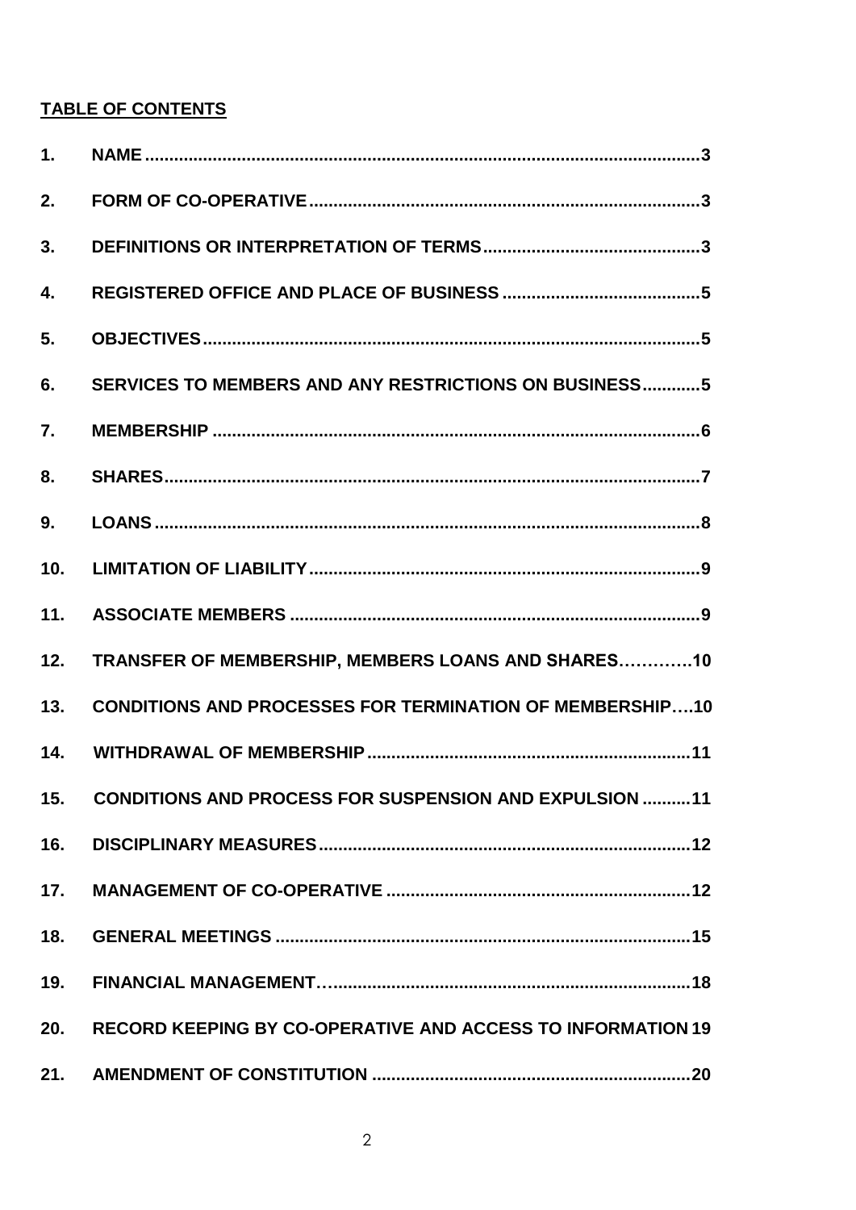## TABLE OF CONTENTS

| | | |
|---|---|---|
| 1. | NAME | 3 |
| 2. | FORM OF CO-OPERATIVE | 3 |
| 3. | DEFINITIONS OR INTERPRETATION OF TERMS | 3 |
| 4. | REGISTERED OFFICE AND PLACE OF BUSINESS | 5 |
| 5. | OBJECTIVES | 5 |
| 6. | SERVICES TO MEMBERS AND ANY RESTRICTIONS ON BUSINESS | 5 |
| 7. | MEMBERSHIP | 6 |
| 8. | SHARES | 7 |
| 9. | LOANS | 8 |
| 10. | LIMITATION OF LIABILITY | 9 |
| 11. | ASSOCIATE MEMBERS | 9 |
| 12. | TRANSFER OF MEMBERSHIP, MEMBERS LOANS AND SHARES | 10 |
| 13. | CONDITIONS AND PROCESSES FOR TERMINATION OF MEMBERSHIP | 10 |
| 14. | WITHDRAWAL OF MEMBERSHIP | 11 |
| 15. | CONDITIONS AND PROCESS FOR SUSPENSION AND EXPULSION | 11 |
| 16. | DISCIPLINARY MEASURES | 12 |
| 17. | MANAGEMENT OF CO-OPERATIVE | 12 |
| 18. | GENERAL MEETINGS | 15 |
| 19. | FINANCIAL MANAGEMENT | 18 |
| 20. | RECORD KEEPING BY CO-OPERATIVE AND ACCESS TO INFORMATION | 19 |
| 21. | AMENDMENT OF CONSTITUTION | 20 |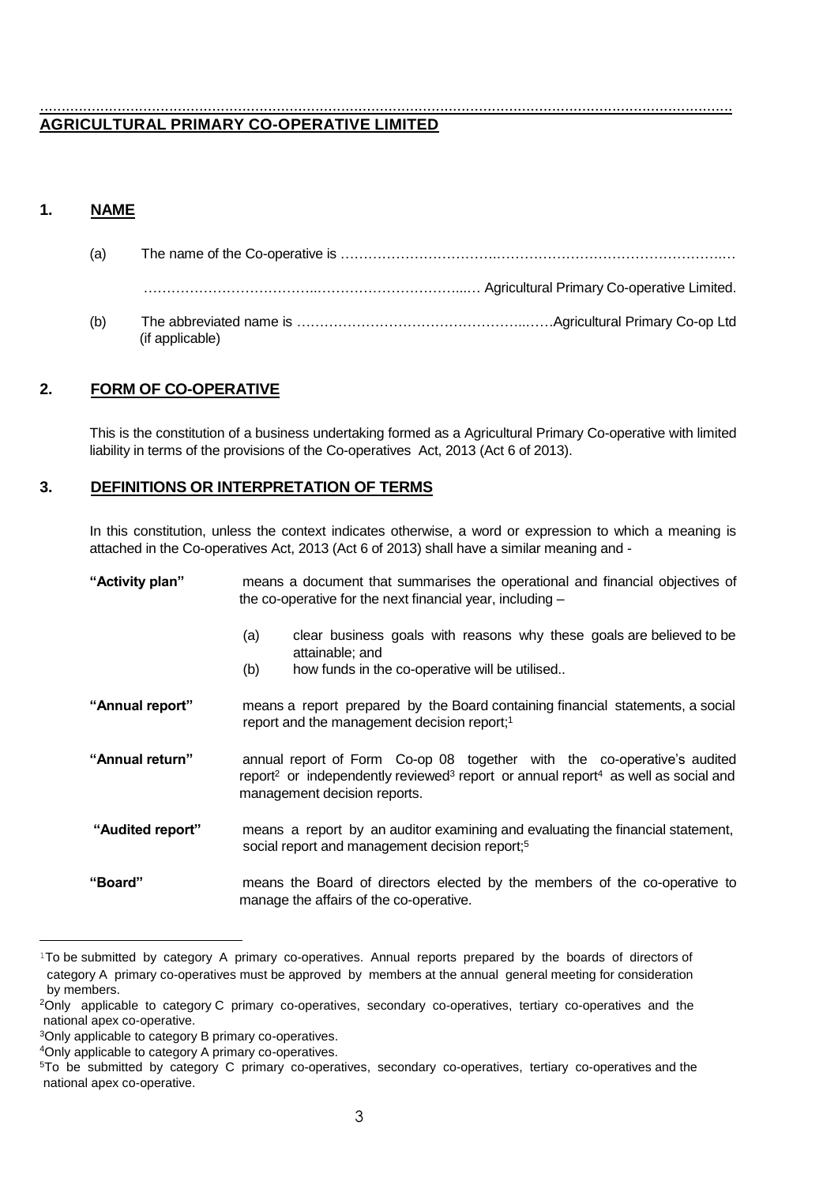.....................................................................................................................................................

## AGRICULTURAL PRIMARY CO-OPERATIVE LIMITED

## 1. NAME

(a) The name of the Co-operative is ……………………………………………………………………………

……………………………………………………………… Agricultural Primary Co-operative Limited.

(b) The abbreviated name is ……………………………………………………Agricultural Primary Co-op Ltd (if applicable)

## 2. FORM OF CO-OPERATIVE

This is the constitution of a business undertaking formed as a Agricultural Primary Co-operative with limited liability in terms of the provisions of the Co-operatives Act, 2013 (Act 6 of 2013).

## 3. DEFINITIONS OR INTERPRETATION OF TERMS

In this constitution, unless the context indicates otherwise, a word or expression to which a meaning is attached in the Co-operatives Act, 2013 (Act 6 of 2013) shall have a similar meaning and -

**"Activity plan"** means a document that summarises the operational and financial objectives of the co-operative for the next financial year, including –

(a) clear business goals with reasons why these goals are believed to be attainable; and

(b) how funds in the co-operative will be utilised..

**"Annual report"** means a report prepared by the Board containing financial statements, a social report and the management decision report;[1]

**"Annual return"** annual report of Form Co-op 08 together with the co-operative's audited report[2] or independently reviewed[3] report or annual report[4] as well as social and management decision reports.

**"Audited report"** means a report by an auditor examining and evaluating the financial statement, social report and management decision report;[5]

**"Board"** means the Board of directors elected by the members of the co-operative to manage the affairs of the co-operative.

---

[1] To be submitted by category A primary co-operatives. Annual reports prepared by the boards of directors of category A primary co-operatives must be approved by members at the annual general meeting for consideration by members.

[2] Only applicable to category C primary co-operatives, secondary co-operatives, tertiary co-operatives and the national apex co-operative.

[3] Only applicable to category B primary co-operatives.

[4] Only applicable to category A primary co-operatives.

[5] To be submitted by category C primary co-operatives, secondary co-operatives, tertiary co-operatives and the national apex co-operative.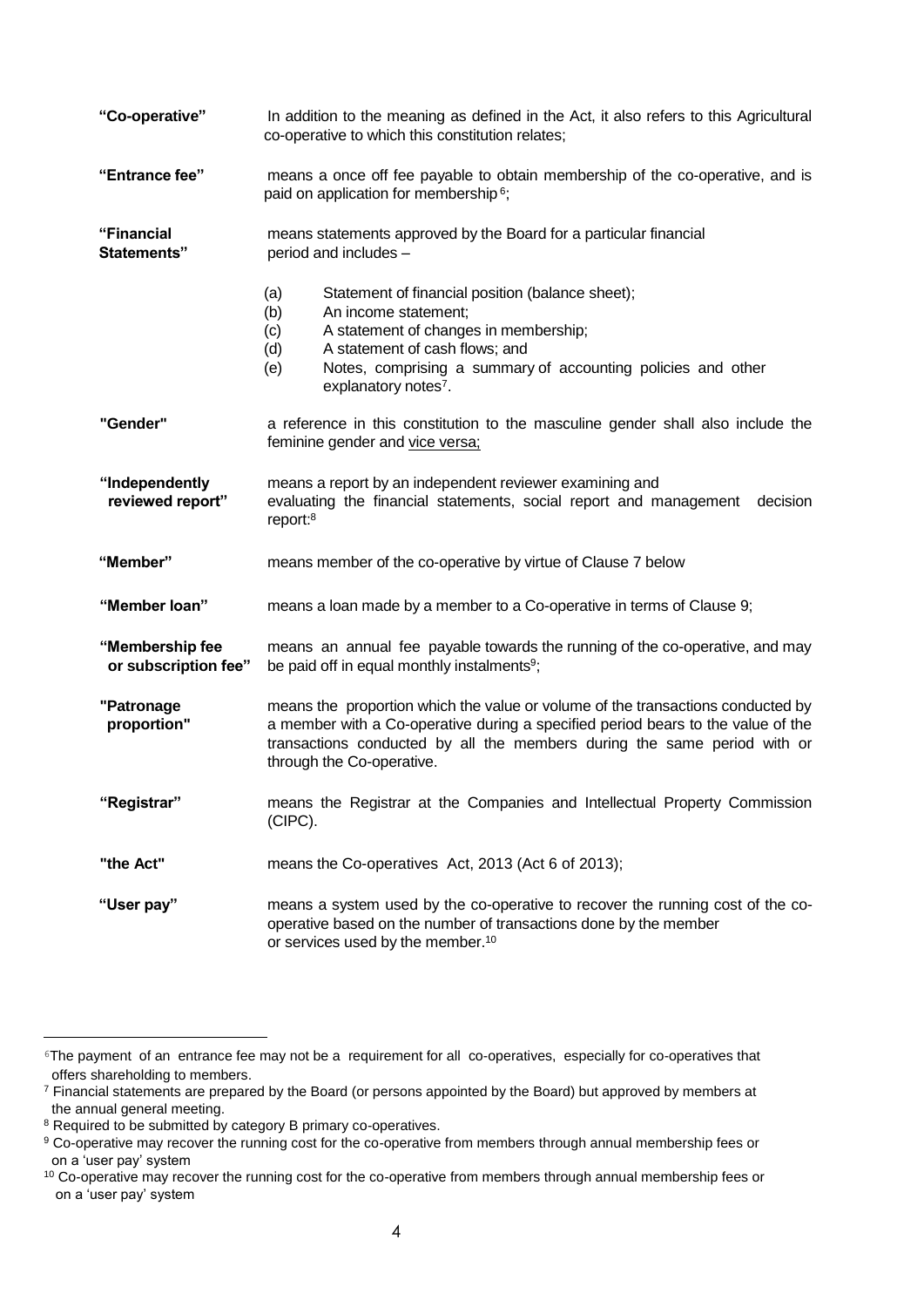| | |
|---|---|
| **"Co-operative"** | In addition to the meaning as defined in the Act, it also refers to this Agricultural co-operative to which this constitution relates; |
| **"Entrance fee"** | means a once off fee payable to obtain membership of the co-operative, and is paid on application for membership[6]; |
| **"Financial Statements"** | means statements approved by the Board for a particular financial period and includes – (a) Statement of financial position (balance sheet); (b) An income statement; (c) A statement of changes in membership; (d) A statement of cash flows; and (e) Notes, comprising a summary of accounting policies and other explanatory notes[7]. |
| **"Gender"** | a reference in this constitution to the masculine gender shall also include the feminine gender and vice versa; |
| **"Independently reviewed report"** | means a report by an independent reviewer examining and evaluating the financial statements, social report and management decision report:[8] |
| **"Member"** | means member of the co-operative by virtue of Clause 7 below |
| **"Member loan"** | means a loan made by a member to a Co-operative in terms of Clause 9; |
| **"Membership fee or subscription fee"** | means an annual fee payable towards the running of the co-operative, and may be paid off in equal monthly instalments[9]; |
| **"Patronage proportion"** | means the proportion which the value or volume of the transactions conducted by a member with a Co-operative during a specified period bears to the value of the transactions conducted by all the members during the same period with or through the Co-operative. |
| **"Registrar"** | means the Registrar at the Companies and Intellectual Property Commission (CIPC). |
| **"the Act"** | means the Co-operatives Act, 2013 (Act 6 of 2013); |
| **"User pay"** | means a system used by the co-operative to recover the running cost of the co-operative based on the number of transactions done by the member or services used by the member.[10] |

---

[6] The payment of an entrance fee may not be a requirement for all co-operatives, especially for co-operatives that offers shareholding to members.

[7] Financial statements are prepared by the Board (or persons appointed by the Board) but approved by members at the annual general meeting.

[8] Required to be submitted by category B primary co-operatives.

[9] Co-operative may recover the running cost for the co-operative from members through annual membership fees or on a 'user pay' system

[10] Co-operative may recover the running cost for the co-operative from members through annual membership fees or on a 'user pay' system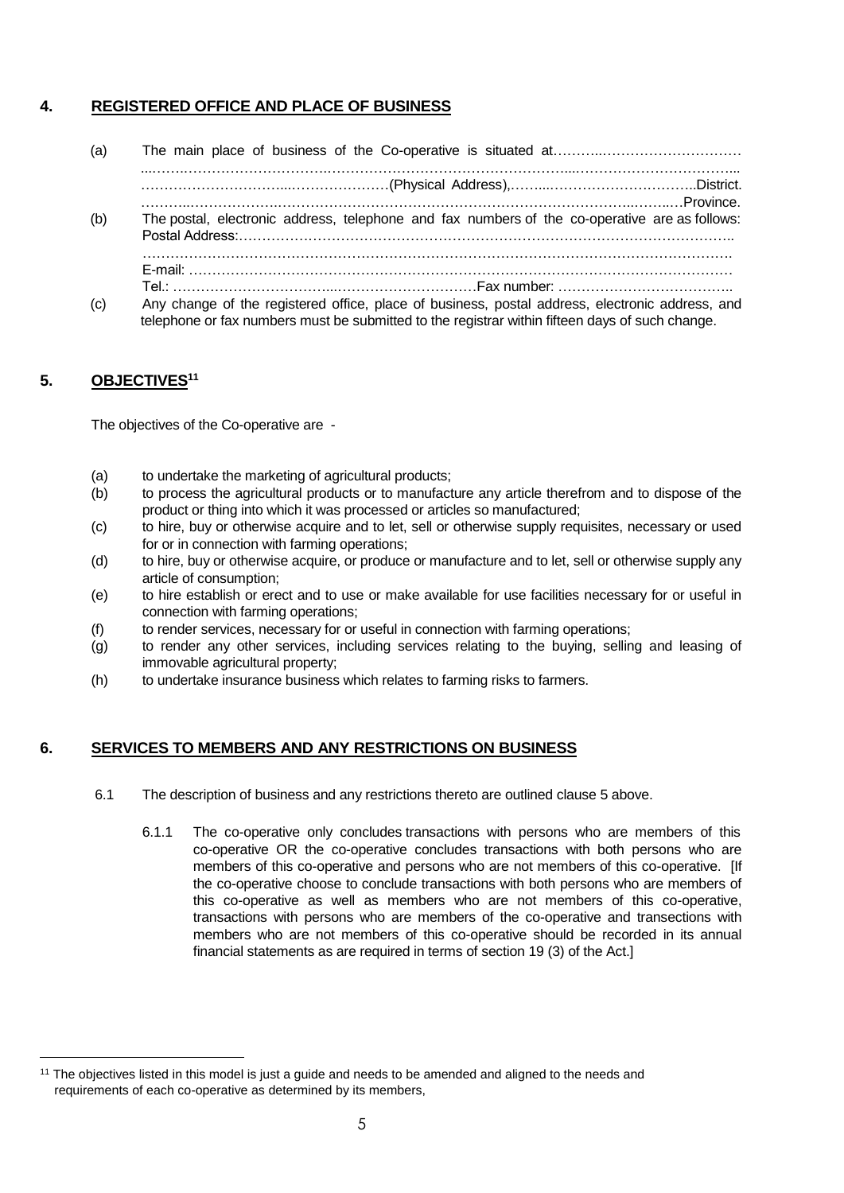## 4. REGISTERED OFFICE AND PLACE OF BUSINESS

(a) The main place of business of the Co-operative is situated at………..…………………………
...…….………………………….……………………………………………...…………………………...
…………………………...…………………(Physical Address),……...…………………………..District.
………..……………….…………………………………………………………………..……..….Province.

(b) The postal, electronic address, telephone and fax numbers of the co-operative are as follows:
Postal Address:…………………………………………………………………………………………..
……………………………………………………………………………………………………………….
E-mail: ……………………………………………………………………………………………………
Tel.: ……………………………...…………………………Fax number: ………………………………..

(c) Any change of the registered office, place of business, postal address, electronic address, and telephone or fax numbers must be submitted to the registrar within fifteen days of such change.

## 5. OBJECTIVES[11]

The objectives of the Co-operative are -

(a) to undertake the marketing of agricultural products;
(b) to process the agricultural products or to manufacture any article therefrom and to dispose of the product or thing into which it was processed or articles so manufactured;
(c) to hire, buy or otherwise acquire and to let, sell or otherwise supply requisites, necessary or used for or in connection with farming operations;
(d) to hire, buy or otherwise acquire, or produce or manufacture and to let, sell or otherwise supply any article of consumption;
(e) to hire establish or erect and to use or make available for use facilities necessary for or useful in connection with farming operations;
(f) to render services, necessary for or useful in connection with farming operations;
(g) to render any other services, including services relating to the buying, selling and leasing of immovable agricultural property;
(h) to undertake insurance business which relates to farming risks to farmers.

## 6. SERVICES TO MEMBERS AND ANY RESTRICTIONS ON BUSINESS

6.1 The description of business and any restrictions thereto are outlined clause 5 above.

6.1.1 The co-operative only concludes transactions with persons who are members of this co-operative OR the co-operative concludes transactions with both persons who are members of this co-operative and persons who are not members of this co-operative. [If the co-operative choose to conclude transactions with both persons who are members of this co-operative as well as members who are not members of this co-operative, transactions with persons who are members of the co-operative and transactions with members who are not members of this co-operative should be recorded in its annual financial statements as are required in terms of section 19 (3) of the Act.]

---

[11] The objectives listed in this model is just a guide and needs to be amended and aligned to the needs and requirements of each co-operative as determined by its members,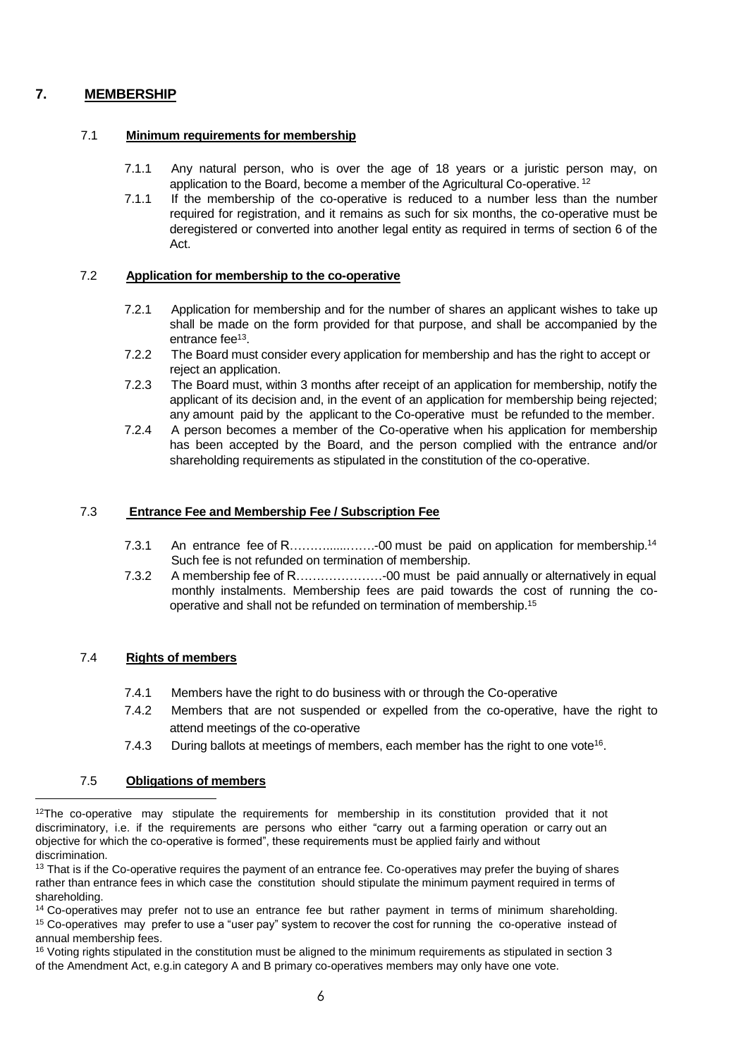## 7. MEMBERSHIP

### 7.1 Minimum requirements for membership

7.1.1 Any natural person, who is over the age of 18 years or a juristic person may, on application to the Board, become a member of the Agricultural Co-operative. [12]

7.1.1 If the membership of the co-operative is reduced to a number less than the number required for registration, and it remains as such for six months, the co-operative must be deregistered or converted into another legal entity as required in terms of section 6 of the Act.

### 7.2 Application for membership to the co-operative

7.2.1 Application for membership and for the number of shares an applicant wishes to take up shall be made on the form provided for that purpose, and shall be accompanied by the entrance fee[13].

7.2.2 The Board must consider every application for membership and has the right to accept or reject an application.

7.2.3 The Board must, within 3 months after receipt of an application for membership, notify the applicant of its decision and, in the event of an application for membership being rejected; any amount paid by the applicant to the Co-operative must be refunded to the member.

7.2.4 A person becomes a member of the Co-operative when his application for membership has been accepted by the Board, and the person complied with the entrance and/or shareholding requirements as stipulated in the constitution of the co-operative.

### 7.3 Entrance Fee and Membership Fee / Subscription Fee

7.3.1 An entrance fee of R…….......…….-00 must be paid on application for membership.[14] Such fee is not refunded on termination of membership.

7.3.2 A membership fee of R…………………-00 must be paid annually or alternatively in equal monthly instalments. Membership fees are paid towards the cost of running the co-operative and shall not be refunded on termination of membership.[15]

### 7.4 Rights of members

7.4.1 Members have the right to do business with or through the Co-operative

7.4.2 Members that are not suspended or expelled from the co-operative, have the right to attend meetings of the co-operative

7.4.3 During ballots at meetings of members, each member has the right to one vote[16].

### 7.5 Obligations of members

---

[12] The co-operative may stipulate the requirements for membership in its constitution provided that it not discriminatory, i.e. if the requirements are persons who either "carry out a farming operation or carry out an objective for which the co-operative is formed", these requirements must be applied fairly and without discrimination.

[13] That is if the Co-operative requires the payment of an entrance fee. Co-operatives may prefer the buying of shares rather than entrance fees in which case the constitution should stipulate the minimum payment required in terms of shareholding.

[14] Co-operatives may prefer not to use an entrance fee but rather payment in terms of minimum shareholding.

[15] Co-operatives may prefer to use a "user pay" system to recover the cost for running the co-operative instead of annual membership fees.

[16] Voting rights stipulated in the constitution must be aligned to the minimum requirements as stipulated in section 3 of the Amendment Act, e.g.in category A and B primary co-operatives members may only have one vote.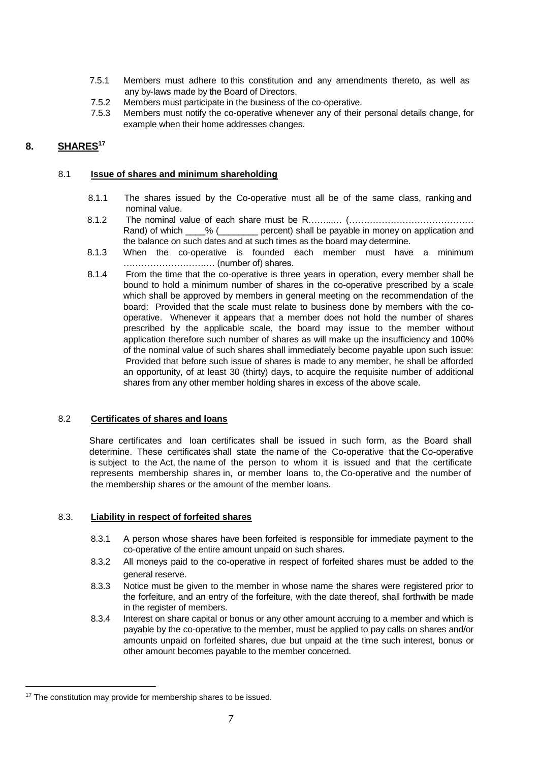7.5.1 Members must adhere to this constitution and any amendments thereto, as well as any by-laws made by the Board of Directors.

7.5.2 Members must participate in the business of the co-operative.

7.5.3 Members must notify the co-operative whenever any of their personal details change, for example when their home addresses changes.

## 8. SHARES[17]

### 8.1 Issue of shares and minimum shareholding

8.1.1 The shares issued by the Co-operative must all be of the same class, ranking and nominal value.

8.1.2 The nominal value of each share must be R……..… (…………………………………… Rand) of which ____% (________ percent) shall be payable in money on application and the balance on such dates and at such times as the board may determine.

8.1.3 When the co-operative is founded each member must have a minimum ………………………..… (number of) shares.

8.1.4 From the time that the co-operative is three years in operation, every member shall be bound to hold a minimum number of shares in the co-operative prescribed by a scale which shall be approved by members in general meeting on the recommendation of the board: Provided that the scale must relate to business done by members with the co-operative. Whenever it appears that a member does not hold the number of shares prescribed by the applicable scale, the board may issue to the member without application therefore such number of shares as will make up the insufficiency and 100% of the nominal value of such shares shall immediately become payable upon such issue: Provided that before such issue of shares is made to any member, he shall be afforded an opportunity, of at least 30 (thirty) days, to acquire the requisite number of additional shares from any other member holding shares in excess of the above scale.

### 8.2 Certificates of shares and loans

Share certificates and loan certificates shall be issued in such form, as the Board shall determine. These certificates shall state the name of the Co-operative that the Co-operative is subject to the Act, the name of the person to whom it is issued and that the certificate represents membership shares in, or member loans to, the Co-operative and the number of the membership shares or the amount of the member loans.

### 8.3. Liability in respect of forfeited shares

8.3.1 A person whose shares have been forfeited is responsible for immediate payment to the co-operative of the entire amount unpaid on such shares.

8.3.2 All moneys paid to the co-operative in respect of forfeited shares must be added to the general reserve.

8.3.3 Notice must be given to the member in whose name the shares were registered prior to the forfeiture, and an entry of the forfeiture, with the date thereof, shall forthwith be made in the register of members.

8.3.4 Interest on share capital or bonus or any other amount accruing to a member and which is payable by the co-operative to the member, must be applied to pay calls on shares and/or amounts unpaid on forfeited shares, due but unpaid at the time such interest, bonus or other amount becomes payable to the member concerned.

---

[17] The constitution may provide for membership shares to be issued.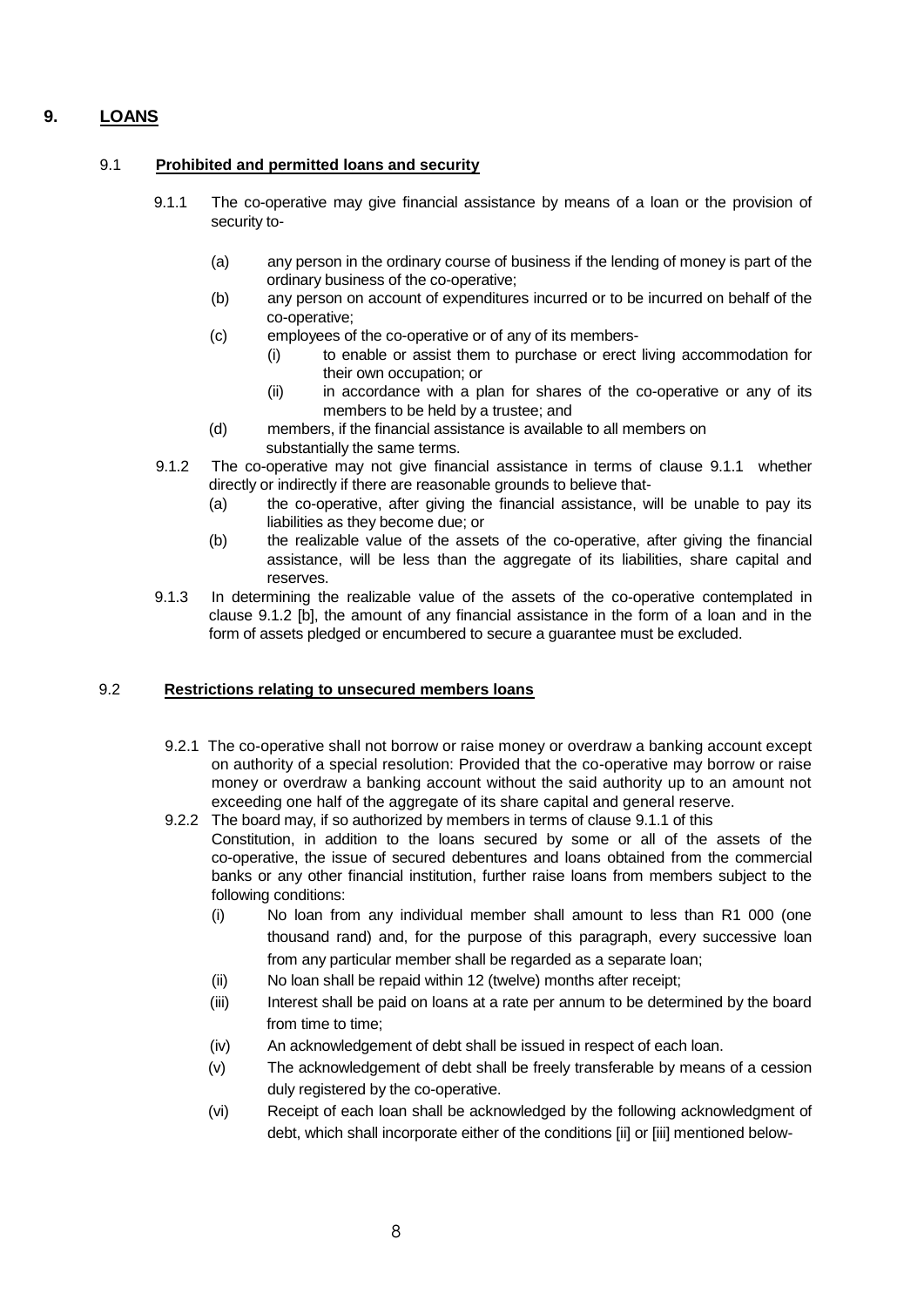## 9. LOANS

### 9.1 Prohibited and permitted loans and security

9.1.1 The co-operative may give financial assistance by means of a loan or the provision of security to-

- (a) any person in the ordinary course of business if the lending of money is part of the ordinary business of the co-operative;
- (b) any person on account of expenditures incurred or to be incurred on behalf of the co-operative;
- (c) employees of the co-operative or of any of its members-
  - (i) to enable or assist them to purchase or erect living accommodation for their own occupation; or
  - (ii) in accordance with a plan for shares of the co-operative or any of its members to be held by a trustee; and
- (d) members, if the financial assistance is available to all members on substantially the same terms.

9.1.2 The co-operative may not give financial assistance in terms of clause 9.1.1 whether directly or indirectly if there are reasonable grounds to believe that-

- (a) the co-operative, after giving the financial assistance, will be unable to pay its liabilities as they become due; or
- (b) the realizable value of the assets of the co-operative, after giving the financial assistance, will be less than the aggregate of its liabilities, share capital and reserves.

9.1.3 In determining the realizable value of the assets of the co-operative contemplated in clause 9.1.2 [b], the amount of any financial assistance in the form of a loan and in the form of assets pledged or encumbered to secure a guarantee must be excluded.

### 9.2 Restrictions relating to unsecured members loans

9.2.1 The co-operative shall not borrow or raise money or overdraw a banking account except on authority of a special resolution: Provided that the co-operative may borrow or raise money or overdraw a banking account without the said authority up to an amount not exceeding one half of the aggregate of its share capital and general reserve.

9.2.2 The board may, if so authorized by members in terms of clause 9.1.1 of this Constitution, in addition to the loans secured by some or all of the assets of the co-operative, the issue of secured debentures and loans obtained from the commercial banks or any other financial institution, further raise loans from members subject to the following conditions:

- (i) No loan from any individual member shall amount to less than R1 000 (one thousand rand) and, for the purpose of this paragraph, every successive loan from any particular member shall be regarded as a separate loan;
- (ii) No loan shall be repaid within 12 (twelve) months after receipt;
- (iii) Interest shall be paid on loans at a rate per annum to be determined by the board from time to time;
- (iv) An acknowledgement of debt shall be issued in respect of each loan.
- (v) The acknowledgement of debt shall be freely transferable by means of a cession duly registered by the co-operative.
- (vi) Receipt of each loan shall be acknowledged by the following acknowledgment of debt, which shall incorporate either of the conditions [ii] or [iii] mentioned below-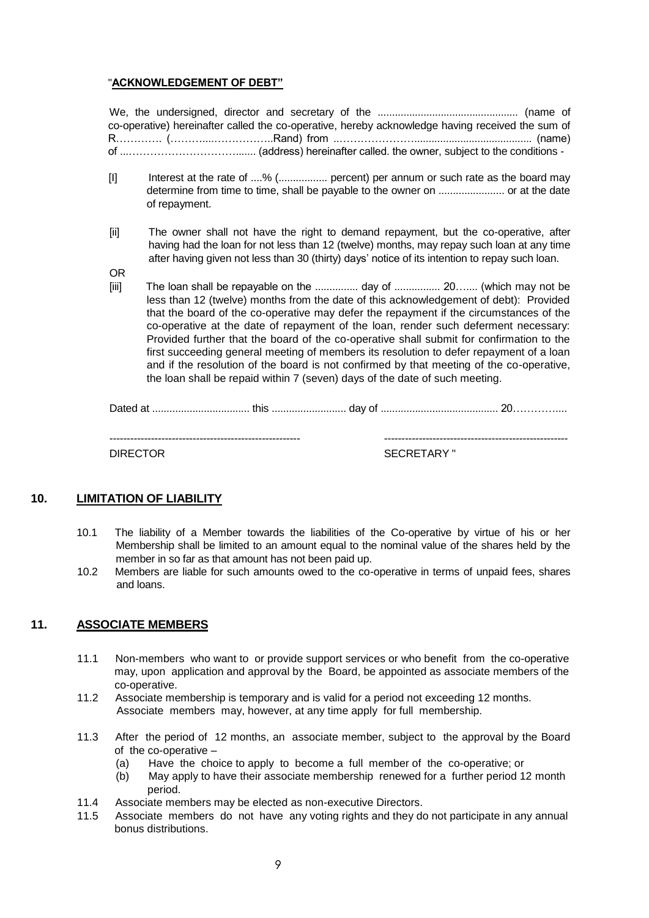"**ACKNOWLEDGEMENT OF DEBT"**

We, the undersigned, director and secretary of the ................................................ (name of co-operative) hereinafter called the co-operative, hereby acknowledge having received the sum of R…………. (………....……………..Rand) from ..………………….......................................... (name) of ...…………………………....... (address) hereinafter called. the owner, subject to the conditions -

[I] Interest at the rate of ....% (................ percent) per annum or such rate as the board may determine from time to time, shall be payable to the owner on ....................... or at the date of repayment.

[ii] The owner shall not have the right to demand repayment, but the co-operative, after having had the loan for not less than 12 (twelve) months, may repay such loan at any time after having given not less than 30 (thirty) days' notice of its intention to repay such loan.

OR

[iii] The loan shall be repayable on the ............... day of ................ 20…..... (which may not be less than 12 (twelve) months from the date of this acknowledgement of debt): Provided that the board of the co-operative may defer the repayment if the circumstances of the co-operative at the date of repayment of the loan, render such deferment necessary: Provided further that the board of the co-operative shall submit for confirmation to the first succeeding general meeting of members its resolution to defer repayment of a loan and if the resolution of the board is not confirmed by that meeting of the co-operative, the loan shall be repaid within 7 (seven) days of the date of such meeting.

Dated at ................................. this .......................... day of ......................................... 20…………....

------------------------------------------------------- -----------------------------------------------------

DIRECTOR SECRETARY "

## 10. LIMITATION OF LIABILITY

10.1 The liability of a Member towards the liabilities of the Co-operative by virtue of his or her Membership shall be limited to an amount equal to the nominal value of the shares held by the member in so far as that amount has not been paid up.

10.2 Members are liable for such amounts owed to the co-operative in terms of unpaid fees, shares and loans.

## 11. ASSOCIATE MEMBERS

11.1 Non-members who want to or provide support services or who benefit from the co-operative may, upon application and approval by the Board, be appointed as associate members of the co-operative.

11.2 Associate membership is temporary and is valid for a period not exceeding 12 months. Associate members may, however, at any time apply for full membership.

11.3 After the period of 12 months, an associate member, subject to the approval by the Board of the co-operative –

(a) Have the choice to apply to become a full member of the co-operative; or

(b) May apply to have their associate membership renewed for a further period 12 month period.

11.4 Associate members may be elected as non-executive Directors.

11.5 Associate members do not have any voting rights and they do not participate in any annual bonus distributions.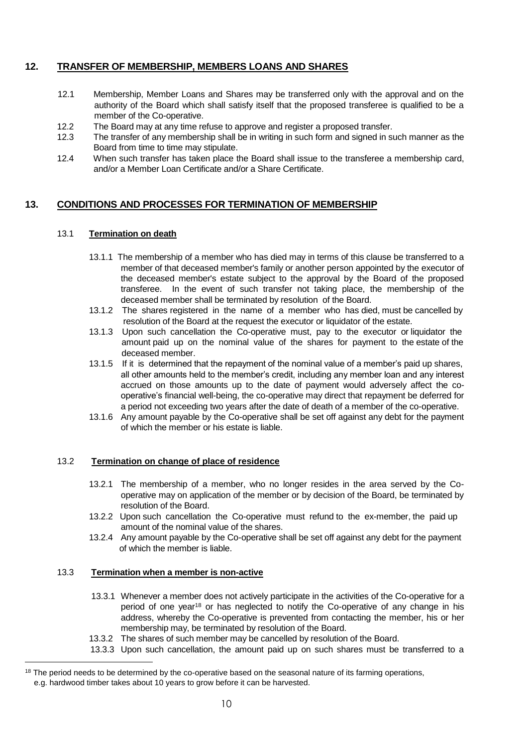## 12. TRANSFER OF MEMBERSHIP, MEMBERS LOANS AND SHARES

12.1 Membership, Member Loans and Shares may be transferred only with the approval and on the authority of the Board which shall satisfy itself that the proposed transferee is qualified to be a member of the Co-operative.

12.2 The Board may at any time refuse to approve and register a proposed transfer.

12.3 The transfer of any membership shall be in writing in such form and signed in such manner as the Board from time to time may stipulate.

12.4 When such transfer has taken place the Board shall issue to the transferee a membership card, and/or a Member Loan Certificate and/or a Share Certificate.

## 13. CONDITIONS AND PROCESSES FOR TERMINATION OF MEMBERSHIP

### 13.1 Termination on death

13.1.1 The membership of a member who has died may in terms of this clause be transferred to a member of that deceased member's family or another person appointed by the executor of the deceased member's estate subject to the approval by the Board of the proposed transferee. In the event of such transfer not taking place, the membership of the deceased member shall be terminated by resolution of the Board.

13.1.2 The shares registered in the name of a member who has died, must be cancelled by resolution of the Board at the request the executor or liquidator of the estate.

13.1.3 Upon such cancellation the Co-operative must, pay to the executor or liquidator the amount paid up on the nominal value of the shares for payment to the estate of the deceased member.

13.1.5 If it is determined that the repayment of the nominal value of a member's paid up shares, all other amounts held to the member's credit, including any member loan and any interest accrued on those amounts up to the date of payment would adversely affect the co-operative's financial well-being, the co-operative may direct that repayment be deferred for a period not exceeding two years after the date of death of a member of the co-operative.

13.1.6 Any amount payable by the Co-operative shall be set off against any debt for the payment of which the member or his estate is liable.

### 13.2 Termination on change of place of residence

13.2.1 The membership of a member, who no longer resides in the area served by the Co-operative may on application of the member or by decision of the Board, be terminated by resolution of the Board.

13.2.2 Upon such cancellation the Co-operative must refund to the ex-member, the paid up amount of the nominal value of the shares.

13.2.4 Any amount payable by the Co-operative shall be set off against any debt for the payment of which the member is liable.

### 13.3 Termination when a member is non-active

13.3.1 Whenever a member does not actively participate in the activities of the Co-operative for a period of one year[18] or has neglected to notify the Co-operative of any change in his address, whereby the Co-operative is prevented from contacting the member, his or her membership may, be terminated by resolution of the Board.

13.3.2 The shares of such member may be cancelled by resolution of the Board.

13.3.3 Upon such cancellation, the amount paid up on such shares must be transferred to a

---

[18] The period needs to be determined by the co-operative based on the seasonal nature of its farming operations, e.g. hardwood timber takes about 10 years to grow before it can be harvested.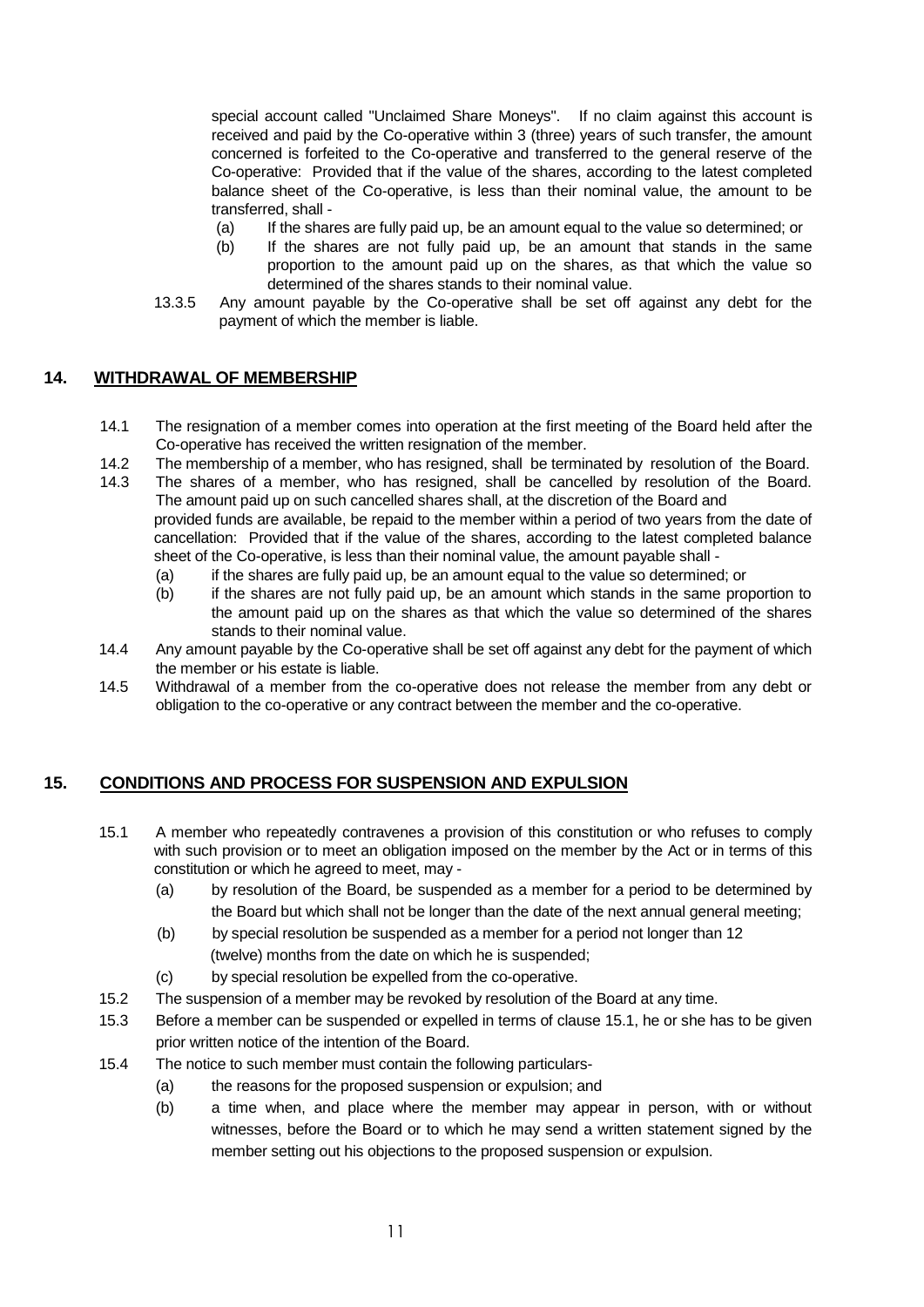special account called "Unclaimed Share Moneys". If no claim against this account is received and paid by the Co-operative within 3 (three) years of such transfer, the amount concerned is forfeited to the Co-operative and transferred to the general reserve of the Co-operative: Provided that if the value of the shares, according to the latest completed balance sheet of the Co-operative, is less than their nominal value, the amount to be transferred, shall -

(a) If the shares are fully paid up, be an amount equal to the value so determined; or

(b) If the shares are not fully paid up, be an amount that stands in the same proportion to the amount paid up on the shares, as that which the value so determined of the shares stands to their nominal value.

13.3.5 Any amount payable by the Co-operative shall be set off against any debt for the payment of which the member is liable.

## 14. WITHDRAWAL OF MEMBERSHIP

14.1 The resignation of a member comes into operation at the first meeting of the Board held after the Co-operative has received the written resignation of the member.

14.2 The membership of a member, who has resigned, shall be terminated by resolution of the Board.

14.3 The shares of a member, who has resigned, shall be cancelled by resolution of the Board. The amount paid up on such cancelled shares shall, at the discretion of the Board and provided funds are available, be repaid to the member within a period of two years from the date of cancellation: Provided that if the value of the shares, according to the latest completed balance sheet of the Co-operative, is less than their nominal value, the amount payable shall -

(a) if the shares are fully paid up, be an amount equal to the value so determined; or

(b) if the shares are not fully paid up, be an amount which stands in the same proportion to the amount paid up on the shares as that which the value so determined of the shares stands to their nominal value.

14.4 Any amount payable by the Co-operative shall be set off against any debt for the payment of which the member or his estate is liable.

14.5 Withdrawal of a member from the co-operative does not release the member from any debt or obligation to the co-operative or any contract between the member and the co-operative.

## 15. CONDITIONS AND PROCESS FOR SUSPENSION AND EXPULSION

15.1 A member who repeatedly contravenes a provision of this constitution or who refuses to comply with such provision or to meet an obligation imposed on the member by the Act or in terms of this constitution or which he agreed to meet, may -

(a) by resolution of the Board, be suspended as a member for a period to be determined by the Board but which shall not be longer than the date of the next annual general meeting;

(b) by special resolution be suspended as a member for a period not longer than 12 (twelve) months from the date on which he is suspended;

(c) by special resolution be expelled from the co-operative.

15.2 The suspension of a member may be revoked by resolution of the Board at any time.

15.3 Before a member can be suspended or expelled in terms of clause 15.1, he or she has to be given prior written notice of the intention of the Board.

15.4 The notice to such member must contain the following particulars-

(a) the reasons for the proposed suspension or expulsion; and

(b) a time when, and place where the member may appear in person, with or without witnesses, before the Board or to which he may send a written statement signed by the member setting out his objections to the proposed suspension or expulsion.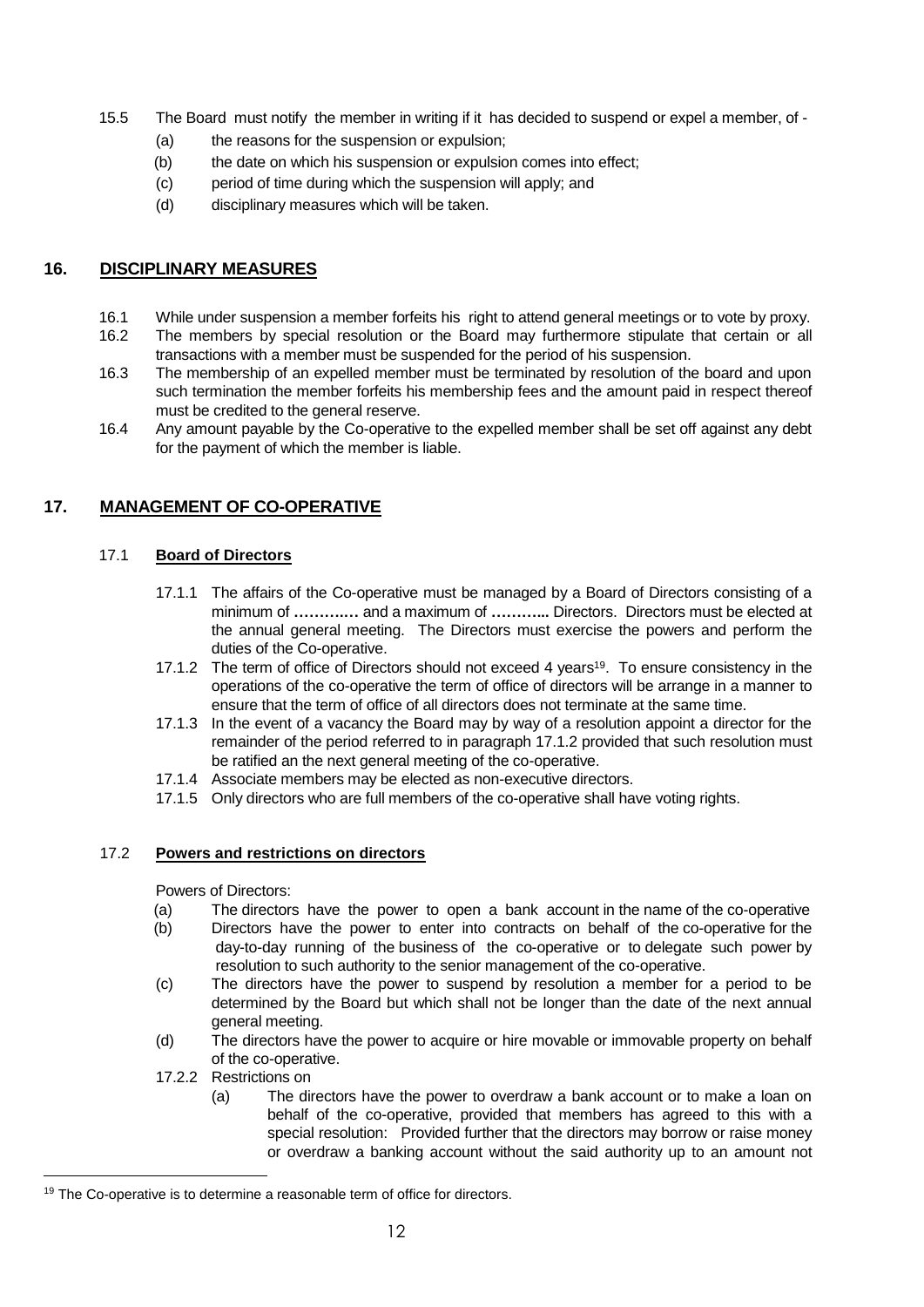15.5 The Board must notify the member in writing if it has decided to suspend or expel a member, of -

- (a) the reasons for the suspension or expulsion;
- (b) the date on which his suspension or expulsion comes into effect;
- (c) period of time during which the suspension will apply; and
- (d) disciplinary measures which will be taken.

## 16. DISCIPLINARY MEASURES

16.1 While under suspension a member forfeits his right to attend general meetings or to vote by proxy.

16.2 The members by special resolution or the Board may furthermore stipulate that certain or all transactions with a member must be suspended for the period of his suspension.

16.3 The membership of an expelled member must be terminated by resolution of the board and upon such termination the member forfeits his membership fees and the amount paid in respect thereof must be credited to the general reserve.

16.4 Any amount payable by the Co-operative to the expelled member shall be set off against any debt for the payment of which the member is liable.

## 17. MANAGEMENT OF CO-OPERATIVE

### 17.1 Board of Directors

17.1.1 The affairs of the Co-operative must be managed by a Board of Directors consisting of a minimum of **………..…** and a maximum of **………..** Directors. Directors must be elected at the annual general meeting. The Directors must exercise the powers and perform the duties of the Co-operative.

17.1.2 The term of office of Directors should not exceed 4 years[19]. To ensure consistency in the operations of the co-operative the term of office of directors will be arrange in a manner to ensure that the term of office of all directors does not terminate at the same time.

17.1.3 In the event of a vacancy the Board may by way of a resolution appoint a director for the remainder of the period referred to in paragraph 17.1.2 provided that such resolution must be ratified an the next general meeting of the co-operative.

17.1.4 Associate members may be elected as non-executive directors.

17.1.5 Only directors who are full members of the co-operative shall have voting rights.

### 17.2 Powers and restrictions on directors

Powers of Directors:

- (a) The directors have the power to open a bank account in the name of the co-operative
- (b) Directors have the power to enter into contracts on behalf of the co-operative for the day-to-day running of the business of the co-operative or to delegate such power by resolution to such authority to the senior management of the co-operative.
- (c) The directors have the power to suspend by resolution a member for a period to be determined by the Board but which shall not be longer than the date of the next annual general meeting.
- (d) The directors have the power to acquire or hire movable or immovable property on behalf of the co-operative.

17.2.2 Restrictions on

- (a) The directors have the power to overdraw a bank account or to make a loan on behalf of the co-operative, provided that members has agreed to this with a special resolution: Provided further that the directors may borrow or raise money or overdraw a banking account without the said authority up to an amount not

---

[19] The Co-operative is to determine a reasonable term of office for directors.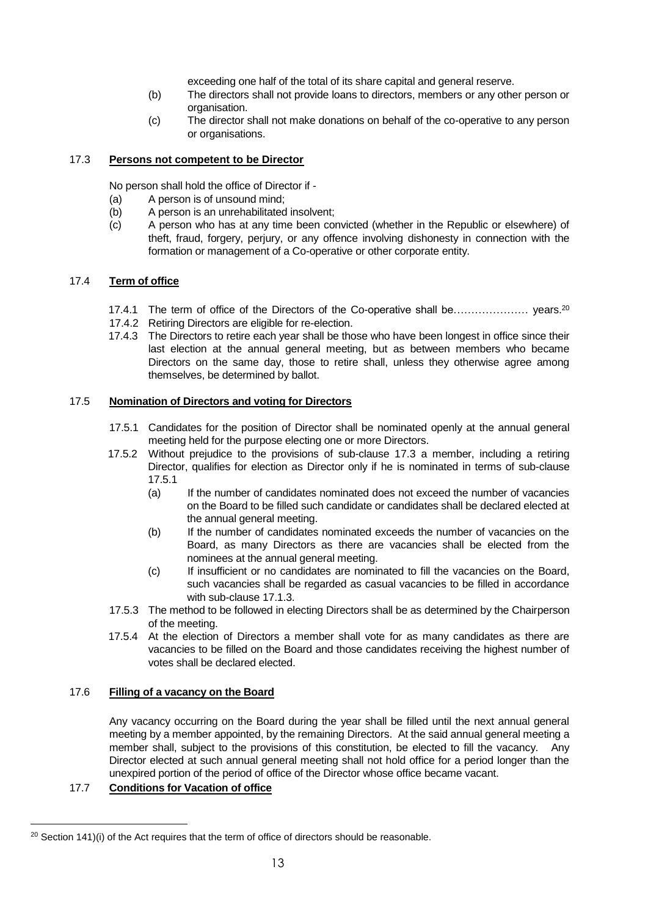exceeding one half of the total of its share capital and general reserve.

(b) The directors shall not provide loans to directors, members or any other person or organisation.

(c) The director shall not make donations on behalf of the co-operative to any person or organisations.

### 17.3 **Persons not competent to be Director**

No person shall hold the office of Director if -

(a) A person is of unsound mind;

(b) A person is an unrehabilitated insolvent;

(c) A person who has at any time been convicted (whether in the Republic or elsewhere) of theft, fraud, forgery, perjury, or any offence involving dishonesty in connection with the formation or management of a Co-operative or other corporate entity.

### 17.4 **Term of office**

17.4.1 The term of office of the Directors of the Co-operative shall be………………… years.[20]

17.4.2 Retiring Directors are eligible for re-election.

17.4.3 The Directors to retire each year shall be those who have been longest in office since their last election at the annual general meeting, but as between members who became Directors on the same day, those to retire shall, unless they otherwise agree among themselves, be determined by ballot.

### 17.5 **Nomination of Directors and voting for Directors**

17.5.1 Candidates for the position of Director shall be nominated openly at the annual general meeting held for the purpose electing one or more Directors.

17.5.2 Without prejudice to the provisions of sub-clause 17.3 a member, including a retiring Director, qualifies for election as Director only if he is nominated in terms of sub-clause 17.5.1

(a) If the number of candidates nominated does not exceed the number of vacancies on the Board to be filled such candidate or candidates shall be declared elected at the annual general meeting.

(b) If the number of candidates nominated exceeds the number of vacancies on the Board, as many Directors as there are vacancies shall be elected from the nominees at the annual general meeting.

(c) If insufficient or no candidates are nominated to fill the vacancies on the Board, such vacancies shall be regarded as casual vacancies to be filled in accordance with sub-clause 17.1.3.

17.5.3 The method to be followed in electing Directors shall be as determined by the Chairperson of the meeting.

17.5.4 At the election of Directors a member shall vote for as many candidates as there are vacancies to be filled on the Board and those candidates receiving the highest number of votes shall be declared elected.

### 17.6 **Filling of a vacancy on the Board**

Any vacancy occurring on the Board during the year shall be filled until the next annual general meeting by a member appointed, by the remaining Directors. At the said annual general meeting a member shall, subject to the provisions of this constitution, be elected to fill the vacancy. Any Director elected at such annual general meeting shall not hold office for a period longer than the unexpired portion of the period of office of the Director whose office became vacant.

### 17.7 **Conditions for Vacation of office**

---

[20] Section 141)(i) of the Act requires that the term of office of directors should be reasonable.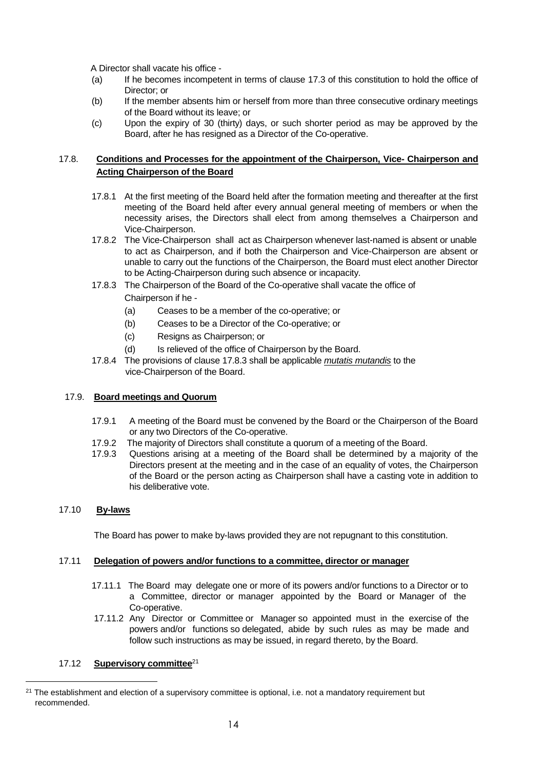A Director shall vacate his office -

(a) If he becomes incompetent in terms of clause 17.3 of this constitution to hold the office of Director; or

(b) If the member absents him or herself from more than three consecutive ordinary meetings of the Board without its leave; or

(c) Upon the expiry of 30 (thirty) days, or such shorter period as may be approved by the Board, after he has resigned as a Director of the Co-operative.

## 17.8. **Conditions and Processes for the appointment of the Chairperson, Vice- Chairperson and Acting Chairperson of the Board**

17.8.1 At the first meeting of the Board held after the formation meeting and thereafter at the first meeting of the Board held after every annual general meeting of members or when the necessity arises, the Directors shall elect from among themselves a Chairperson and Vice-Chairperson.

17.8.2 The Vice-Chairperson shall act as Chairperson whenever last-named is absent or unable to act as Chairperson, and if both the Chairperson and Vice-Chairperson are absent or unable to carry out the functions of the Chairperson, the Board must elect another Director to be Acting-Chairperson during such absence or incapacity.

17.8.3 The Chairperson of the Board of the Co-operative shall vacate the office of Chairperson if he -

(a) Ceases to be a member of the co-operative; or

(b) Ceases to be a Director of the Co-operative; or

(c) Resigns as Chairperson; or

(d) Is relieved of the office of Chairperson by the Board.

17.8.4 The provisions of clause 17.8.3 shall be applicable *mutatis mutandis* to the vice-Chairperson of the Board.

## 17.9. **Board meetings and Quorum**

17.9.1 A meeting of the Board must be convened by the Board or the Chairperson of the Board or any two Directors of the Co-operative.

17.9.2 The majority of Directors shall constitute a quorum of a meeting of the Board.

17.9.3 Questions arising at a meeting of the Board shall be determined by a majority of the Directors present at the meeting and in the case of an equality of votes, the Chairperson of the Board or the person acting as Chairperson shall have a casting vote in addition to his deliberative vote.

## 17.10 **By-laws**

The Board has power to make by-laws provided they are not repugnant to this constitution.

## 17.11 **Delegation of powers and/or functions to a committee, director or manager**

17.11.1 The Board may delegate one or more of its powers and/or functions to a Director or to a Committee, director or manager appointed by the Board or Manager of the Co-operative.

17.11.2 Any Director or Committee or Manager so appointed must in the exercise of the powers and/or functions so delegated, abide by such rules as may be made and follow such instructions as may be issued, in regard thereto, by the Board.

## 17.12 **Supervisory committee**[21]

[21] The establishment and election of a supervisory committee is optional, i.e. not a mandatory requirement but recommended.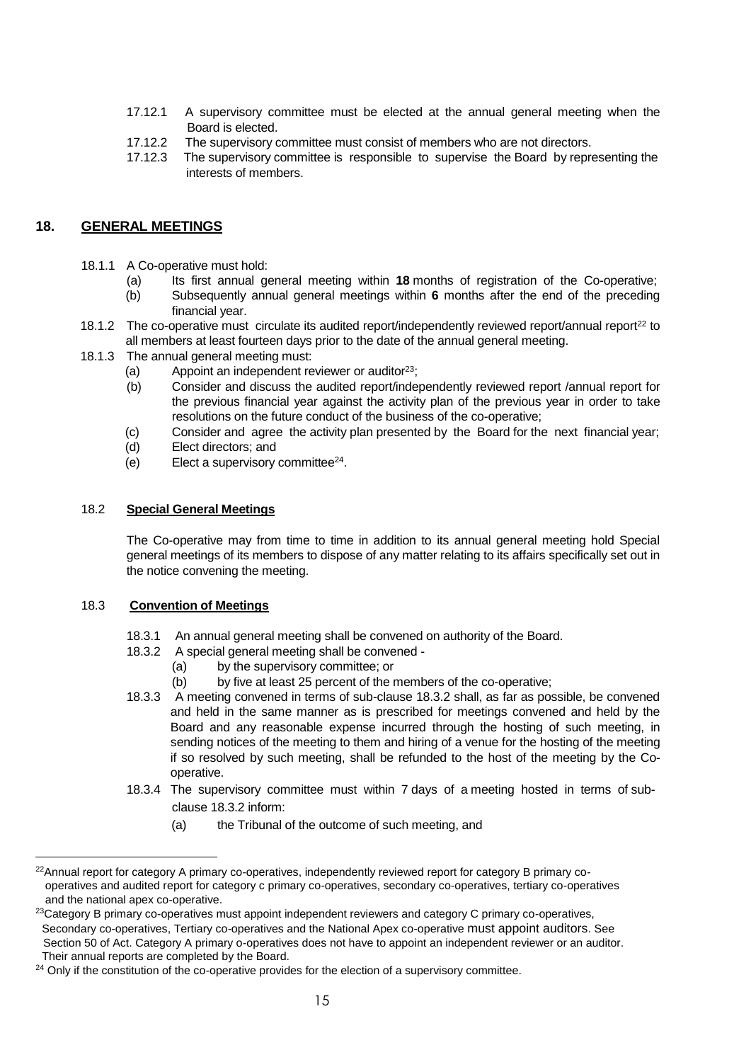17.12.1 A supervisory committee must be elected at the annual general meeting when the Board is elected.

17.12.2 The supervisory committee must consist of members who are not directors.

17.12.3 The supervisory committee is responsible to supervise the Board by representing the interests of members.

## 18. GENERAL MEETINGS

18.1.1 A Co-operative must hold:

(a) Its first annual general meeting within **18** months of registration of the Co-operative;

(b) Subsequently annual general meetings within **6** months after the end of the preceding financial year.

18.1.2 The co-operative must circulate its audited report/independently reviewed report/annual report[22] to all members at least fourteen days prior to the date of the annual general meeting.

18.1.3 The annual general meeting must:

(a) Appoint an independent reviewer or auditor[23];

(b) Consider and discuss the audited report/independently reviewed report /annual report for the previous financial year against the activity plan of the previous year in order to take resolutions on the future conduct of the business of the co-operative;

(c) Consider and agree the activity plan presented by the Board for the next financial year;

(d) Elect directors; and

(e) Elect a supervisory committee[24].

### 18.2 Special General Meetings

The Co-operative may from time to time in addition to its annual general meeting hold Special general meetings of its members to dispose of any matter relating to its affairs specifically set out in the notice convening the meeting.

### 18.3 Convention of Meetings

18.3.1 An annual general meeting shall be convened on authority of the Board.

18.3.2 A special general meeting shall be convened -

(a) by the supervisory committee; or

(b) by five at least 25 percent of the members of the co-operative;

18.3.3 A meeting convened in terms of sub-clause 18.3.2 shall, as far as possible, be convened and held in the same manner as is prescribed for meetings convened and held by the Board and any reasonable expense incurred through the hosting of such meeting, in sending notices of the meeting to them and hiring of a venue for the hosting of the meeting if so resolved by such meeting, shall be refunded to the host of the meeting by the Co-operative.

18.3.4 The supervisory committee must within 7 days of a meeting hosted in terms of sub-clause 18.3.2 inform:

(a) the Tribunal of the outcome of such meeting, and

---

[22] Annual report for category A primary co-operatives, independently reviewed report for category B primary co-operatives and audited report for category c primary co-operatives, secondary co-operatives, tertiary co-operatives and the national apex co-operative.

[23] Category B primary co-operatives must appoint independent reviewers and category C primary co-operatives, Secondary co-operatives, Tertiary co-operatives and the National Apex co-operative must appoint auditors. See Section 50 of Act. Category A primary o-operatives does not have to appoint an independent reviewer or an auditor. Their annual reports are completed by the Board.

[24] Only if the constitution of the co-operative provides for the election of a supervisory committee.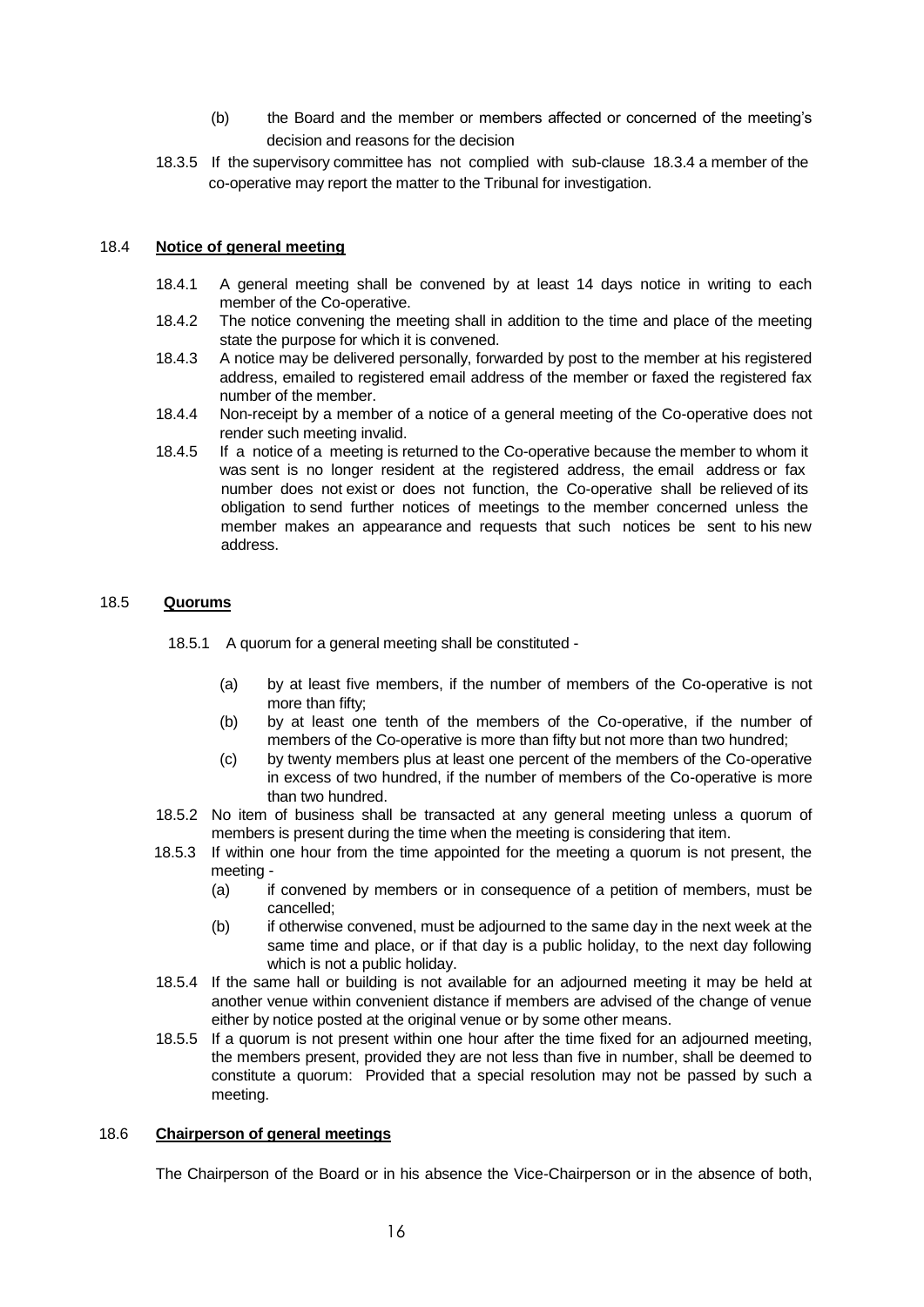(b) the Board and the member or members affected or concerned of the meeting's decision and reasons for the decision

18.3.5 If the supervisory committee has not complied with sub-clause 18.3.4 a member of the co-operative may report the matter to the Tribunal for investigation.

18.4 **Notice of general meeting**

18.4.1 A general meeting shall be convened by at least 14 days notice in writing to each member of the Co-operative.

18.4.2 The notice convening the meeting shall in addition to the time and place of the meeting state the purpose for which it is convened.

18.4.3 A notice may be delivered personally, forwarded by post to the member at his registered address, emailed to registered email address of the member or faxed the registered fax number of the member.

18.4.4 Non-receipt by a member of a notice of a general meeting of the Co-operative does not render such meeting invalid.

18.4.5 If a notice of a meeting is returned to the Co-operative because the member to whom it was sent is no longer resident at the registered address, the email address or fax number does not exist or does not function, the Co-operative shall be relieved of its obligation to send further notices of meetings to the member concerned unless the member makes an appearance and requests that such notices be sent to his new address.

18.5 **Quorums**

18.5.1 A quorum for a general meeting shall be constituted -

(a) by at least five members, if the number of members of the Co-operative is not more than fifty;

(b) by at least one tenth of the members of the Co-operative, if the number of members of the Co-operative is more than fifty but not more than two hundred;

(c) by twenty members plus at least one percent of the members of the Co-operative in excess of two hundred, if the number of members of the Co-operative is more than two hundred.

18.5.2 No item of business shall be transacted at any general meeting unless a quorum of members is present during the time when the meeting is considering that item.

18.5.3 If within one hour from the time appointed for the meeting a quorum is not present, the meeting -

(a) if convened by members or in consequence of a petition of members, must be cancelled;

(b) if otherwise convened, must be adjourned to the same day in the next week at the same time and place, or if that day is a public holiday, to the next day following which is not a public holiday.

18.5.4 If the same hall or building is not available for an adjourned meeting it may be held at another venue within convenient distance if members are advised of the change of venue either by notice posted at the original venue or by some other means.

18.5.5 If a quorum is not present within one hour after the time fixed for an adjourned meeting, the members present, provided they are not less than five in number, shall be deemed to constitute a quorum: Provided that a special resolution may not be passed by such a meeting.

18.6 **Chairperson of general meetings**

The Chairperson of the Board or in his absence the Vice-Chairperson or in the absence of both,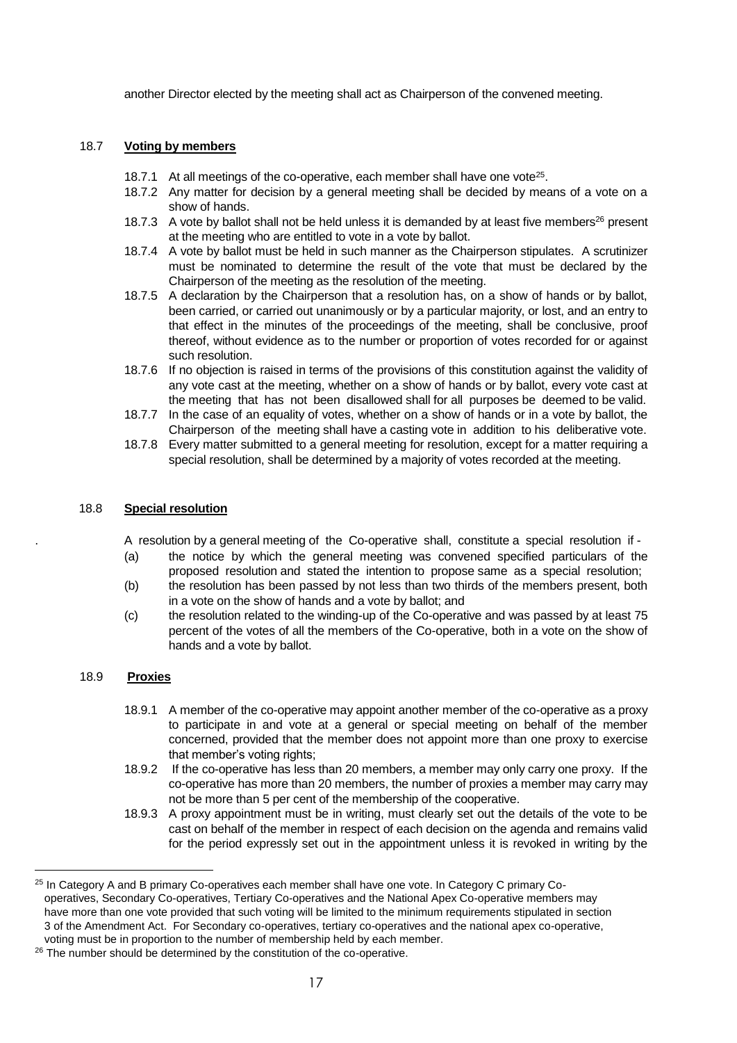another Director elected by the meeting shall act as Chairperson of the convened meeting.

### 18.7 **Voting by members**

18.7.1 At all meetings of the co-operative, each member shall have one vote[25].

18.7.2 Any matter for decision by a general meeting shall be decided by means of a vote on a show of hands.

18.7.3 A vote by ballot shall not be held unless it is demanded by at least five members[26] present at the meeting who are entitled to vote in a vote by ballot.

18.7.4 A vote by ballot must be held in such manner as the Chairperson stipulates. A scrutinizer must be nominated to determine the result of the vote that must be declared by the Chairperson of the meeting as the resolution of the meeting.

18.7.5 A declaration by the Chairperson that a resolution has, on a show of hands or by ballot, been carried, or carried out unanimously or by a particular majority, or lost, and an entry to that effect in the minutes of the proceedings of the meeting, shall be conclusive, proof thereof, without evidence as to the number or proportion of votes recorded for or against such resolution.

18.7.6 If no objection is raised in terms of the provisions of this constitution against the validity of any vote cast at the meeting, whether on a show of hands or by ballot, every vote cast at the meeting that has not been disallowed shall for all purposes be deemed to be valid.

18.7.7 In the case of an equality of votes, whether on a show of hands or in a vote by ballot, the Chairperson of the meeting shall have a casting vote in addition to his deliberative vote.

18.7.8 Every matter submitted to a general meeting for resolution, except for a matter requiring a special resolution, shall be determined by a majority of votes recorded at the meeting.

### 18.8 **Special resolution**

A resolution by a general meeting of the Co-operative shall, constitute a special resolution if -

(a) the notice by which the general meeting was convened specified particulars of the proposed resolution and stated the intention to propose same as a special resolution;

(b) the resolution has been passed by not less than two thirds of the members present, both in a vote on the show of hands and a vote by ballot; and

(c) the resolution related to the winding-up of the Co-operative and was passed by at least 75 percent of the votes of all the members of the Co-operative, both in a vote on the show of hands and a vote by ballot.

### 18.9 **Proxies**

18.9.1 A member of the co-operative may appoint another member of the co-operative as a proxy to participate in and vote at a general or special meeting on behalf of the member concerned, provided that the member does not appoint more than one proxy to exercise that member's voting rights;

18.9.2 If the co-operative has less than 20 members, a member may only carry one proxy. If the co-operative has more than 20 members, the number of proxies a member may carry may not be more than 5 per cent of the membership of the cooperative.

18.9.3 A proxy appointment must be in writing, must clearly set out the details of the vote to be cast on behalf of the member in respect of each decision on the agenda and remains valid for the period expressly set out in the appointment unless it is revoked in writing by the

---

[25] In Category A and B primary Co-operatives each member shall have one vote. In Category C primary Co-operatives, Secondary Co-operatives, Tertiary Co-operatives and the National Apex Co-operative members may have more than one vote provided that such voting will be limited to the minimum requirements stipulated in section 3 of the Amendment Act. For Secondary co-operatives, tertiary co-operatives and the national apex co-operative, voting must be in proportion to the number of membership held by each member.

[26] The number should be determined by the constitution of the co-operative.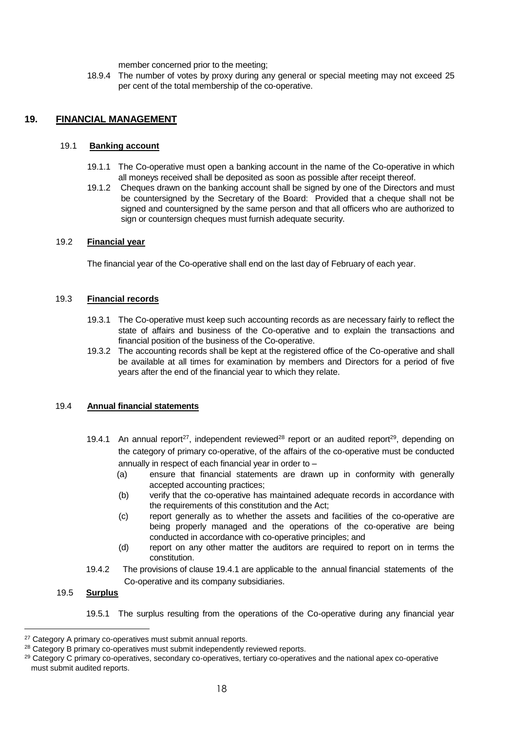member concerned prior to the meeting;

18.9.4 The number of votes by proxy during any general or special meeting may not exceed 25 per cent of the total membership of the co-operative.

## 19. FINANCIAL MANAGEMENT

### 19.1 Banking account

19.1.1 The Co-operative must open a banking account in the name of the Co-operative in which all moneys received shall be deposited as soon as possible after receipt thereof.

19.1.2 Cheques drawn on the banking account shall be signed by one of the Directors and must be countersigned by the Secretary of the Board: Provided that a cheque shall not be signed and countersigned by the same person and that all officers who are authorized to sign or countersign cheques must furnish adequate security.

### 19.2 Financial year

The financial year of the Co-operative shall end on the last day of February of each year.

### 19.3 Financial records

19.3.1 The Co-operative must keep such accounting records as are necessary fairly to reflect the state of affairs and business of the Co-operative and to explain the transactions and financial position of the business of the Co-operative.

19.3.2 The accounting records shall be kept at the registered office of the Co-operative and shall be available at all times for examination by members and Directors for a period of five years after the end of the financial year to which they relate.

### 19.4 Annual financial statements

19.4.1 An annual report[27], independent reviewed[28] report or an audited report[29], depending on the category of primary co-operative, of the affairs of the co-operative must be conducted annually in respect of each financial year in order to –

(a) ensure that financial statements are drawn up in conformity with generally accepted accounting practices;

(b) verify that the co-operative has maintained adequate records in accordance with the requirements of this constitution and the Act;

(c) report generally as to whether the assets and facilities of the co-operative are being properly managed and the operations of the co-operative are being conducted in accordance with co-operative principles; and

(d) report on any other matter the auditors are required to report on in terms the constitution.

19.4.2 The provisions of clause 19.4.1 are applicable to the annual financial statements of the Co-operative and its company subsidiaries.

### 19.5 Surplus

19.5.1 The surplus resulting from the operations of the Co-operative during any financial year

---

[27] Category A primary co-operatives must submit annual reports.

[28] Category B primary co-operatives must submit independently reviewed reports.

[29] Category C primary co-operatives, secondary co-operatives, tertiary co-operatives and the national apex co-operative must submit audited reports.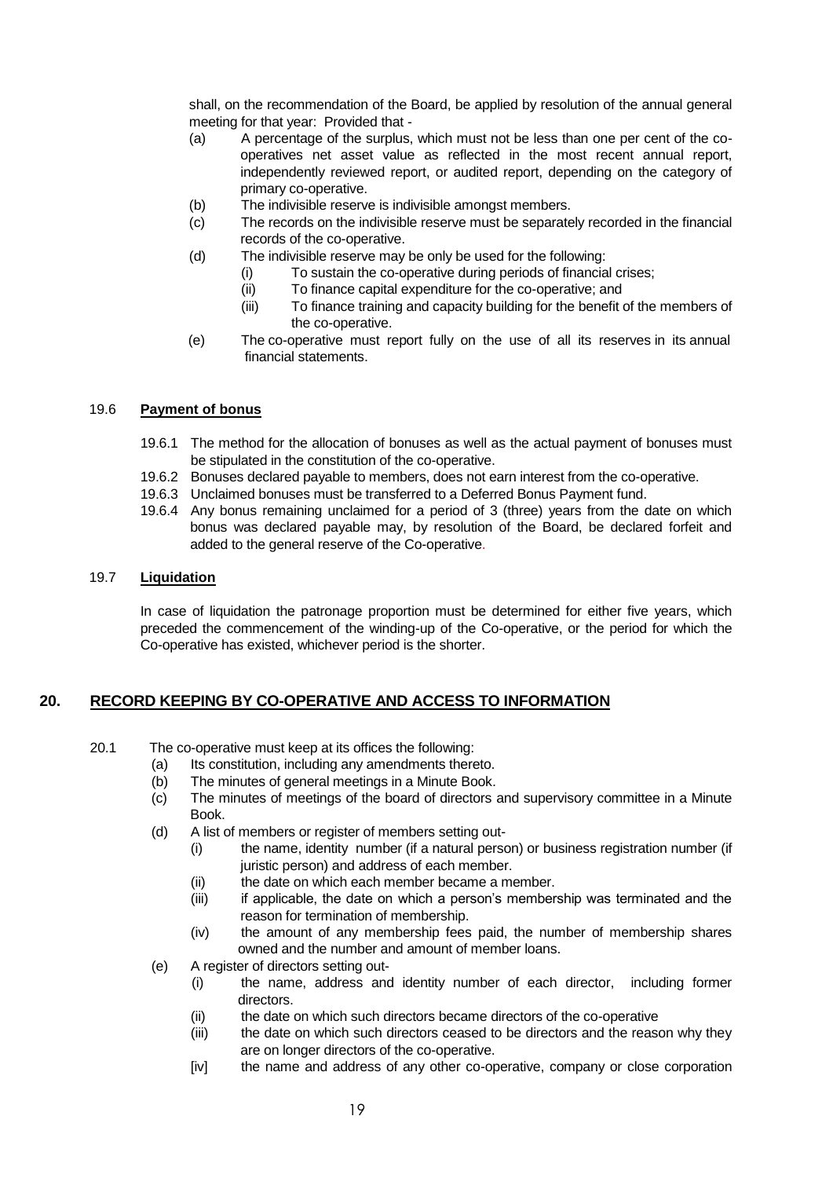shall, on the recommendation of the Board, be applied by resolution of the annual general meeting for that year: Provided that -

(a) A percentage of the surplus, which must not be less than one per cent of the co-operatives net asset value as reflected in the most recent annual report, independently reviewed report, or audited report, depending on the category of primary co-operative.

(b) The indivisible reserve is indivisible amongst members.

(c) The records on the indivisible reserve must be separately recorded in the financial records of the co-operative.

(d) The indivisible reserve may be only be used for the following:

  (i) To sustain the co-operative during periods of financial crises;

  (ii) To finance capital expenditure for the co-operative; and

  (iii) To finance training and capacity building for the benefit of the members of the co-operative.

(e) The co-operative must report fully on the use of all its reserves in its annual financial statements.

### 19.6 **Payment of bonus**

19.6.1 The method for the allocation of bonuses as well as the actual payment of bonuses must be stipulated in the constitution of the co-operative.

19.6.2 Bonuses declared payable to members, does not earn interest from the co-operative.

19.6.3 Unclaimed bonuses must be transferred to a Deferred Bonus Payment fund.

19.6.4 Any bonus remaining unclaimed for a period of 3 (three) years from the date on which bonus was declared payable may, by resolution of the Board, be declared forfeit and added to the general reserve of the Co-operative.

### 19.7 **Liquidation**

In case of liquidation the patronage proportion must be determined for either five years, which preceded the commencement of the winding-up of the Co-operative, or the period for which the Co-operative has existed, whichever period is the shorter.

## 20. RECORD KEEPING BY CO-OPERATIVE AND ACCESS TO INFORMATION

20.1 The co-operative must keep at its offices the following:

(a) Its constitution, including any amendments thereto.

(b) The minutes of general meetings in a Minute Book.

(c) The minutes of meetings of the board of directors and supervisory committee in a Minute Book.

(d) A list of members or register of members setting out-

  (i) the name, identity number (if a natural person) or business registration number (if juristic person) and address of each member.

  (ii) the date on which each member became a member.

  (iii) if applicable, the date on which a person's membership was terminated and the reason for termination of membership.

  (iv) the amount of any membership fees paid, the number of membership shares owned and the number and amount of member loans.

(e) A register of directors setting out-

  (i) the name, address and identity number of each director, including former directors.

  (ii) the date on which such directors became directors of the co-operative

  (iii) the date on which such directors ceased to be directors and the reason why they are on longer directors of the co-operative.

  [iv] the name and address of any other co-operative, company or close corporation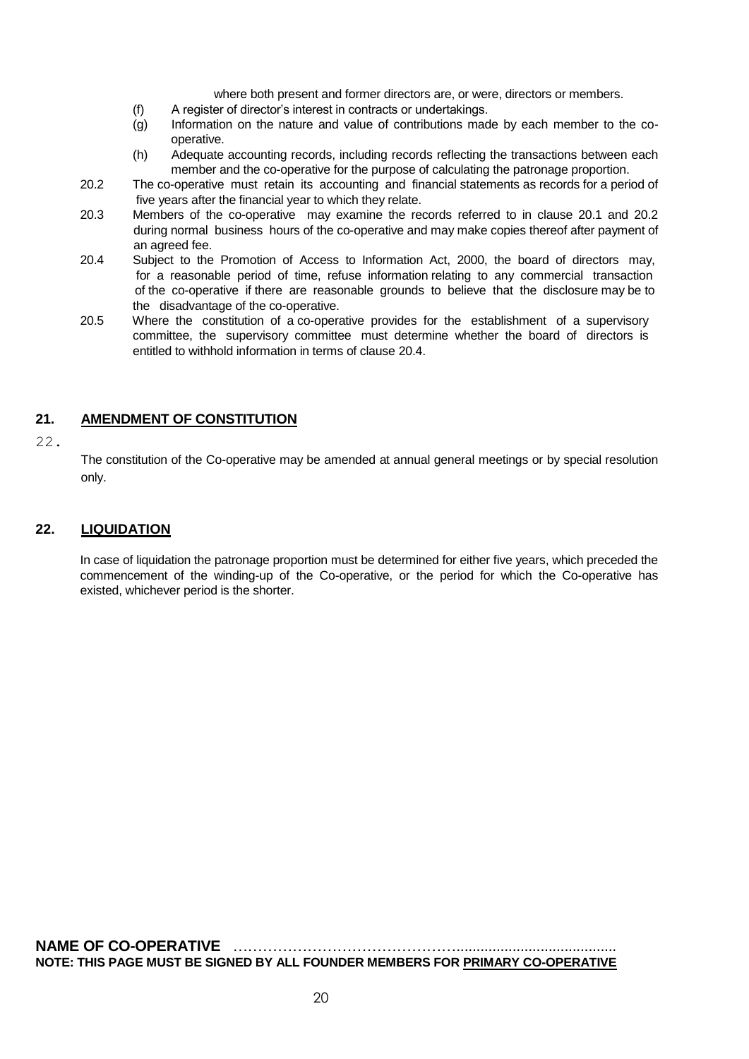where both present and former directors are, or were, directors or members.

(f) A register of director's interest in contracts or undertakings.

(g) Information on the nature and value of contributions made by each member to the co-operative.

(h) Adequate accounting records, including records reflecting the transactions between each member and the co-operative for the purpose of calculating the patronage proportion.

20.2 The co-operative must retain its accounting and financial statements as records for a period of five years after the financial year to which they relate.

20.3 Members of the co-operative may examine the records referred to in clause 20.1 and 20.2 during normal business hours of the co-operative and may make copies thereof after payment of an agreed fee.

20.4 Subject to the Promotion of Access to Information Act, 2000, the board of directors may, for a reasonable period of time, refuse information relating to any commercial transaction of the co-operative if there are reasonable grounds to believe that the disclosure may be to the disadvantage of the co-operative.

20.5 Where the constitution of a co-operative provides for the establishment of a supervisory committee, the supervisory committee must determine whether the board of directors is entitled to withhold information in terms of clause 20.4.

## 21. <u>AMENDMENT OF CONSTITUTION</u>

22.

The constitution of the Co-operative may be amended at annual general meetings or by special resolution only.

## 22. <u>LIQUIDATION</u>

In case of liquidation the patronage proportion must be determined for either five years, which preceded the commencement of the winding-up of the Co-operative, or the period for which the Co-operative has existed, whichever period is the shorter.

**NAME OF CO-OPERATIVE** ………………………………………………………………………

**NOTE: THIS PAGE MUST BE SIGNED BY ALL FOUNDER MEMBERS FOR <u>PRIMARY CO-OPERATIVE</u>**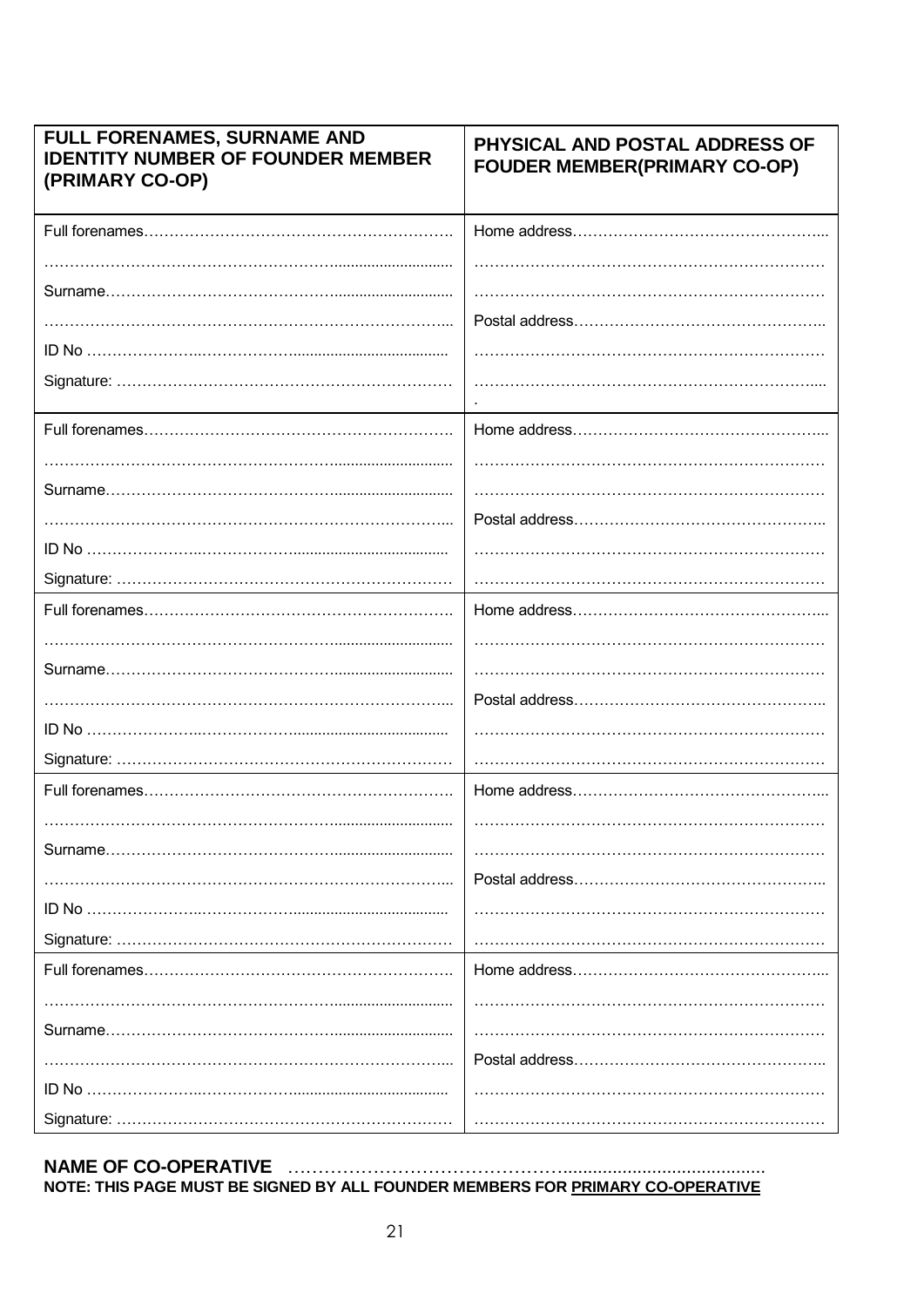| FULL FORENAMES, SURNAME AND IDENTITY NUMBER OF FOUNDER MEMBER (PRIMARY CO-OP) | PHYSICAL AND POSTAL ADDRESS OF FOUDER MEMBER(PRIMARY CO-OP) |
|---|---|
| Full forenames…………………………………………………….<br>………………………………………………….........................<br>Surname……………………………………….........................<br>………………………………………………………………………...<br>ID No ……………………..………………......................................<br>Signature: ………………………………………………………… | Home address…………………………………………...<br>……………………………………………………………<br>……………………………………………………………<br>Postal address…………………………………………..<br>……………………………………………………………<br>……………………………………………………………....<br>. |
| Full forenames…………………………………………………….<br>………………………………………………….........................<br>Surname……………………………………….........................<br>………………………………………………………………………...<br>ID No ……………………..………………......................................<br>Signature: ………………………………………………………… | Home address…………………………………………...<br>……………………………………………………………<br>……………………………………………………………<br>Postal address…………………………………………..<br>……………………………………………………………<br>…………………………………………………………… |
| Full forenames…………………………………………………….<br>………………………………………………….........................<br>Surname……………………………………….........................<br>………………………………………………………………………...<br>ID No ……………………..………………......................................<br>Signature: ………………………………………………………… | Home address…………………………………………...<br>……………………………………………………………<br>……………………………………………………………<br>Postal address…………………………………………..<br>……………………………………………………………<br>…………………………………………………………… |
| Full forenames…………………………………………………….<br>………………………………………………….........................<br>Surname……………………………………….........................<br>………………………………………………………………………...<br>ID No ……………………..………………......................................<br>Signature: ………………………………………………………… | Home address…………………………………………...<br>……………………………………………………………<br>……………………………………………………………<br>Postal address…………………………………………..<br>……………………………………………………………<br>…………………………………………………………… |
| Full forenames…………………………………………………….<br>………………………………………………….........................<br>Surname……………………………………….........................<br>………………………………………………………………………...<br>ID No ……………………..………………......................................<br>Signature: ………………………………………………………… | Home address…………………………………………...<br>……………………………………………………………<br>……………………………………………………………<br>Postal address…………………………………………..<br>……………………………………………………………<br>…………………………………………………………… |

**NAME OF CO-OPERATIVE** ………………………………………........................................

**NOTE: THIS PAGE MUST BE SIGNED BY ALL FOUNDER MEMBERS FOR PRIMARY CO-OPERATIVE**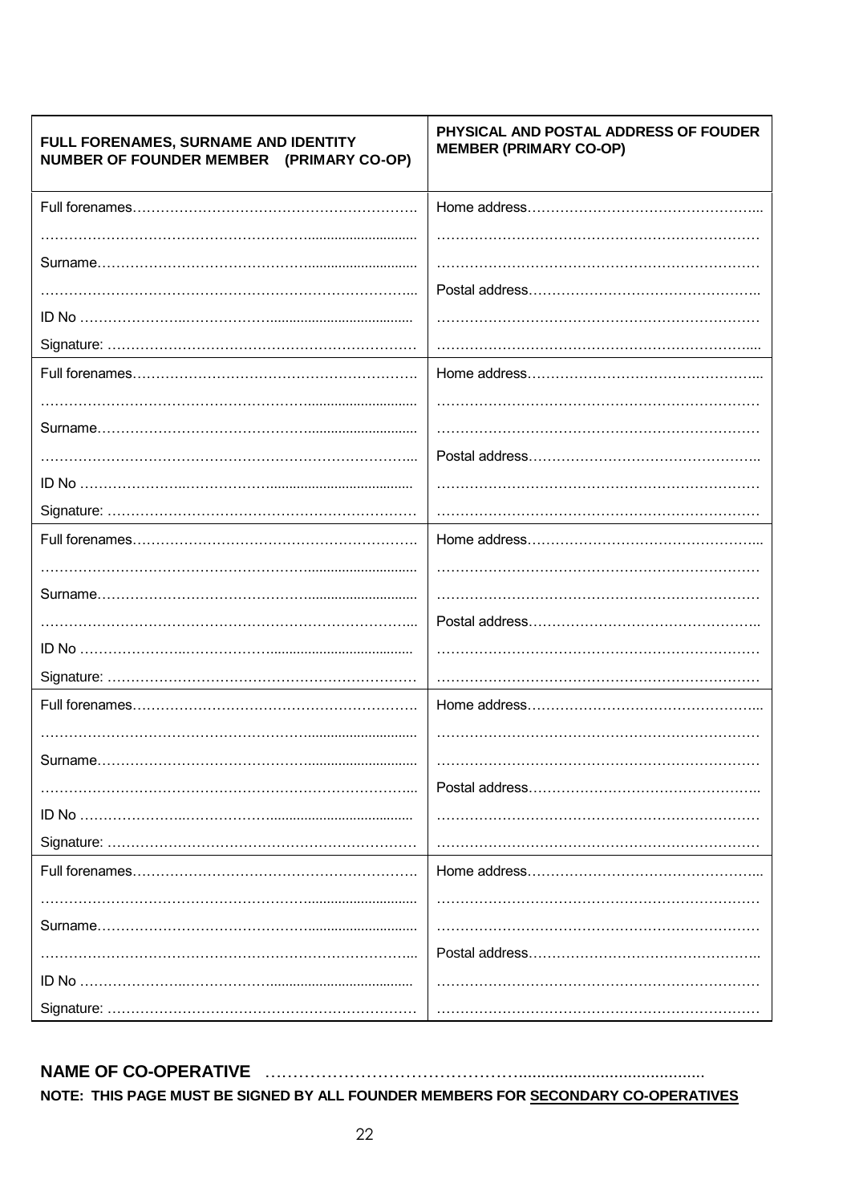| FULL FORENAMES, SURNAME AND IDENTITY NUMBER OF FOUNDER MEMBER (PRIMARY CO-OP) | PHYSICAL AND POSTAL ADDRESS OF FOUDER MEMBER (PRIMARY CO-OP) |
|---|---|
| Full forenames……………………………………………………. | Home address…………………………………………... |
| ………………………………………………........................... | …………………………………………………………… |
| Surname………………………………………........................... | …………………………………………………………… |
| ……………………………………………………………………... | Postal address………………………………………….. |
| ID No ……………………..………………...................................... | …………………………………………………………… |
| Signature: ………………………………………………………… | …………………………………………………………..... |
| Full forenames……………………………………………………. | Home address…………………………………………... |
| ………………………………………………........................... | …………………………………………………………… |
| Surname………………………………………........................... | …………………………………………………………… |
| ……………………………………………………………………... | Postal address………………………………………….. |
| ID No ……………………..………………...................................... | …………………………………………………………… |
| Signature: ………………………………………………………… | …………………………………………………………… |
| Full forenames……………………………………………………. | Home address…………………………………………... |
| ………………………………………………........................... | …………………………………………………………… |
| Surname………………………………………........................... | …………………………………………………………… |
| ……………………………………………………………………... | Postal address………………………………………….. |
| ID No ……………………..………………...................................... | …………………………………………………………… |
| Signature: ………………………………………………………… | …………………………………………………………… |
| Full forenames……………………………………………………. | Home address…………………………………………... |
| ………………………………………………........................... | …………………………………………………………… |
| Surname………………………………………........................... | …………………………………………………………… |
| ……………………………………………………………………... | Postal address………………………………………….. |
| ID No ……………………..………………...................................... | …………………………………………………………… |
| Signature: ………………………………………………………… | …………………………………………………………… |
| Full forenames……………………………………………………. | Home address…………………………………………... |
| ………………………………………………........................... | …………………………………………………………… |
| Surname………………………………………........................... | …………………………………………………………… |
| ……………………………………………………………………... | Postal address………………………………………….. |
| ID No ……………………..………………...................................... | …………………………………………………………… |
| Signature: ………………………………………………………… | …………………………………………………………… |

**NAME OF CO-OPERATIVE** ……………………………………….......................................

**NOTE: THIS PAGE MUST BE SIGNED BY ALL FOUNDER MEMBERS FOR SECONDARY CO-OPERATIVES**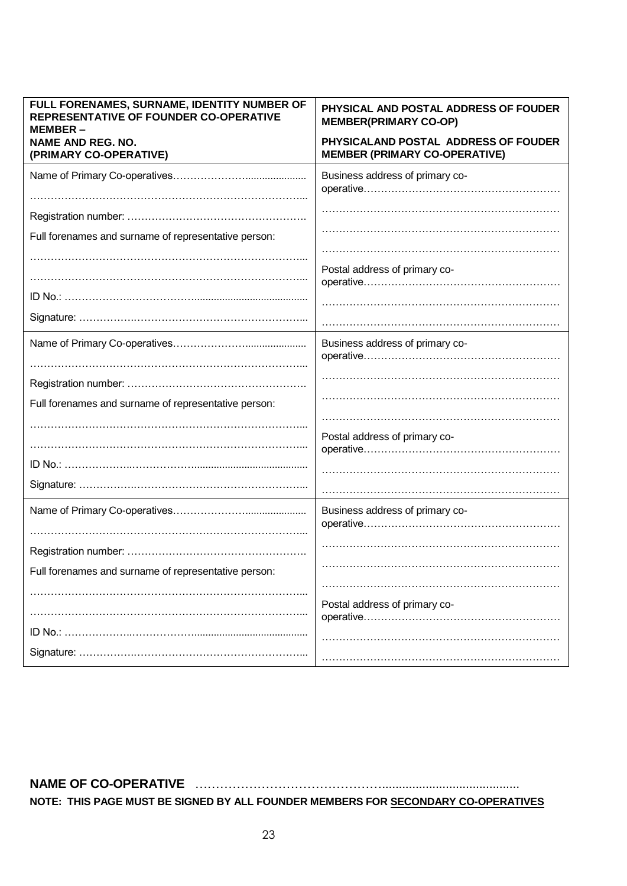| **FULL FORENAMES, SURNAME, IDENTITY NUMBER OF REPRESENTATIVE OF FOUNDER CO-OPERATIVE MEMBER – NAME AND REG. NO. (PRIMARY CO-OPERATIVE)** | **PHYSICAL AND POSTAL ADDRESS OF FOUDER MEMBER(PRIMARY CO-OP) PHYSICALAND POSTAL ADDRESS OF FOUDER MEMBER (PRIMARY CO-OPERATIVE)** |
|---|---|
| Name of Primary Co-operatives………………….................... ………………………………………………………………….... Registration number: ……………………………………………. Full forenames and surname of representative person: ………………………………………………………………….... ………………………………………………………………….... ID No.: ………………..………………....................................... Signature: …………….……………………………………….... | Business address of primary co-operative………………………………………………… …………………………………………………………… …………………………………………………………… …………………………………………………………… Postal address of primary co-operative………………………………………………… …………………………………………………………… …………………………………………………………… |
| Name of Primary Co-operatives………………….................... ………………………………………………………………….... Registration number: ……………………………………………. Full forenames and surname of representative person: ………………………………………………………………….... ………………………………………………………………….... ID No.: ………………..………………....................................... Signature: …………….……………………………………….... | Business address of primary co-operative………………………………………………… …………………………………………………………… …………………………………………………………… …………………………………………………………… Postal address of primary co-operative………………………………………………… …………………………………………………………… …………………………………………………………… |
| Name of Primary Co-operatives………………….................... ………………………………………………………………….... Registration number: ……………………………………………. Full forenames and surname of representative person: ………………………………………………………………….... ………………………………………………………………….... ID No.: ………………..………………....................................... Signature: …………….……………………………………….... | Business address of primary co-operative………………………………………………… …………………………………………………………… …………………………………………………………… …………………………………………………………… Postal address of primary co-operative………………………………………………… …………………………………………………………… …………………………………………………………… |

**NAME OF CO-OPERATIVE** ……………………………………….......................................

**NOTE: THIS PAGE MUST BE SIGNED BY ALL FOUNDER MEMBERS FOR SECONDARY CO-OPERATIVES**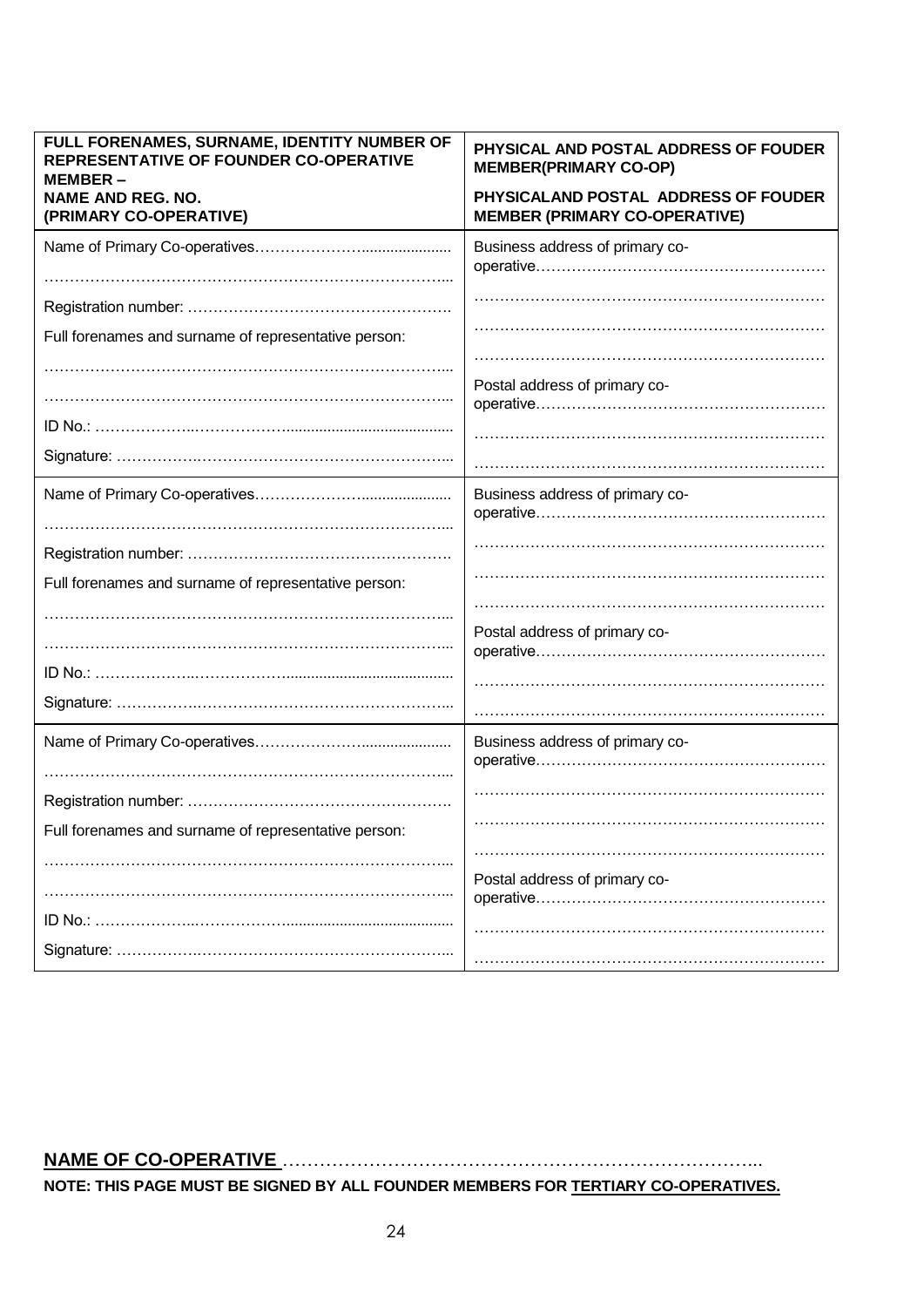| FULL FORENAMES, SURNAME, IDENTITY NUMBER OF REPRESENTATIVE OF FOUNDER CO-OPERATIVE MEMBER – NAME AND REG. NO. (PRIMARY CO-OPERATIVE) | PHYSICAL AND POSTAL ADDRESS OF FOUDER MEMBER(PRIMARY CO-OP) PHYSICALAND POSTAL ADDRESS OF FOUDER MEMBER (PRIMARY CO-OPERATIVE) |
|---|---|
| Name of Primary Co-operatives……………………..................... ……………………………………………………………………... Registration number: ……………………………………………. Full forenames and surname of representative person: ……………………………………………………………………... ……………………………………………………………………... ID No.: ………………..……………….......................................... Signature: …………….…………………………………………... | Business address of primary co-operative……………………………………………… …………………………………………………………… …………………………………………………………… …………………………………………………………… Postal address of primary co-operative……………………………………………… …………………………………………………………… …………………………………………………………… |
| Name of Primary Co-operatives……………………..................... ……………………………………………………………………... Registration number: ……………………………………………. Full forenames and surname of representative person: ……………………………………………………………………... ……………………………………………………………………... ID No.: ………………..……………….......................................... Signature: …………….…………………………………………... | Business address of primary co-operative……………………………………………… …………………………………………………………… …………………………………………………………… …………………………………………………………… Postal address of primary co-operative……………………………………………… …………………………………………………………… …………………………………………………………… |
| Name of Primary Co-operatives……………………..................... ……………………………………………………………………... Registration number: ……………………………………………. Full forenames and surname of representative person: ……………………………………………………………………... ……………………………………………………………………... ID No.: ………………..……………….......................................... Signature: …………….…………………………………………... | Business address of primary co-operative……………………………………………… …………………………………………………………… …………………………………………………………… …………………………………………………………… Postal address of primary co-operative……………………………………………… …………………………………………………………… …………………………………………………………… |

**NAME OF CO-OPERATIVE** ……………………………………………………………………..

**NOTE: THIS PAGE MUST BE SIGNED BY ALL FOUNDER MEMBERS FOR TERTIARY CO-OPERATIVES.**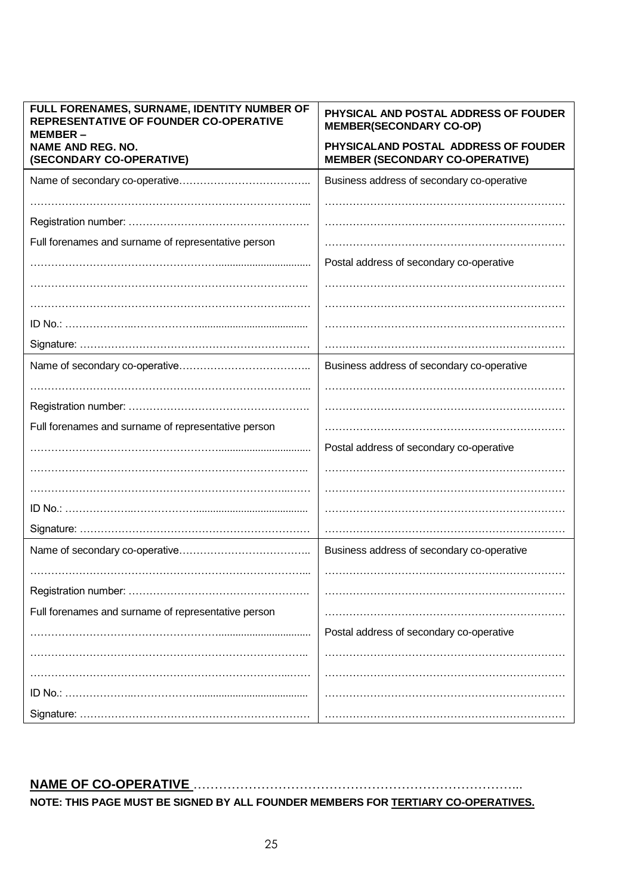| FULL FORENAMES, SURNAME, IDENTITY NUMBER OF REPRESENTATIVE OF FOUNDER CO-OPERATIVE MEMBER – NAME AND REG. NO. (SECONDARY CO-OPERATIVE) | PHYSICAL AND POSTAL ADDRESS OF FOUDER MEMBER(SECONDARY CO-OP) PHYSICALAND POSTAL ADDRESS OF FOUDER MEMBER (SECONDARY CO-OPERATIVE) |
|---|---|
| Name of secondary co-operative……………………………….. | Business address of secondary co-operative |
| ……………………………………………………………………... | …………………………………………………………… |
| Registration number: ……………………………………………. | …………………………………………………………… |
| Full forenames and surname of representative person | …………………………………………………………… |
| ……………………………………………….............................. | Postal address of secondary co-operative |
| …………………………………………………………………….. | …………………………………………………………… |
| ……………………………………………………………………… | …………………………………………………………… |
| ID No.: ………………..……………….................................... | …………………………………………………………… |
| Signature: ………………………………………………………… | …………………………………………………………… |
| Name of secondary co-operative……………………………….. | Business address of secondary co-operative |
| ……………………………………………………………………... | …………………………………………………………… |
| Registration number: ……………………………………………. | …………………………………………………………… |
| Full forenames and surname of representative person | …………………………………………………………… |
| ……………………………………………….............................. | Postal address of secondary co-operative |
| …………………………………………………………………….. | …………………………………………………………… |
| ……………………………………………………………………… | …………………………………………………………… |
| ID No.: ………………..……………….................................... | …………………………………………………………… |
| Signature: ………………………………………………………… | …………………………………………………………… |
| Name of secondary co-operative……………………………….. | Business address of secondary co-operative |
| ……………………………………………………………………... | …………………………………………………………… |
| Registration number: ……………………………………………. | …………………………………………………………… |
| Full forenames and surname of representative person | …………………………………………………………… |
| ……………………………………………….............................. | Postal address of secondary co-operative |
| …………………………………………………………………….. | …………………………………………………………… |
| ……………………………………………………………………… | …………………………………………………………… |
| ID No.: ………………..……………….................................... | …………………………………………………………… |
| Signature: ………………………………………………………… | …………………………………………………………… |

**NAME OF CO-OPERATIVE** ……………………………………………………………………..

**NOTE: THIS PAGE MUST BE SIGNED BY ALL FOUNDER MEMBERS FOR TERTIARY CO-OPERATIVES.**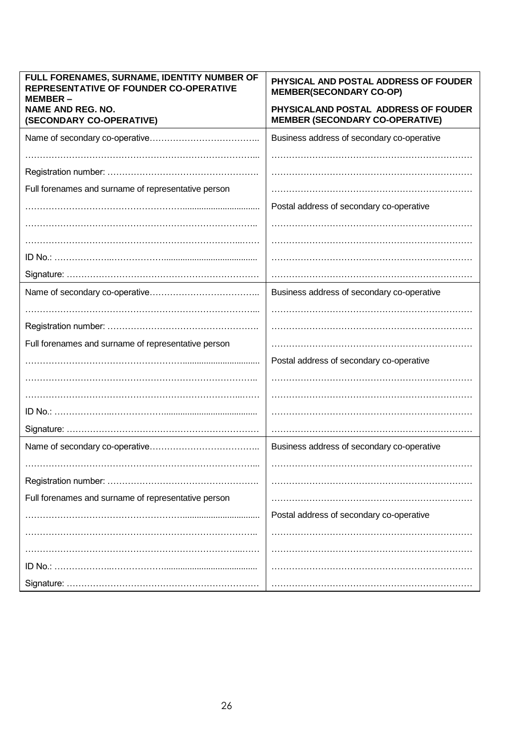| FULL FORENAMES, SURNAME, IDENTITY NUMBER OF REPRESENTATIVE OF FOUNDER CO-OPERATIVE MEMBER – NAME AND REG. NO. (SECONDARY CO-OPERATIVE) | PHYSICAL AND POSTAL ADDRESS OF FOUDER MEMBER(SECONDARY CO-OP) PHYSICALAND POSTAL ADDRESS OF FOUDER MEMBER (SECONDARY CO-OPERATIVE) |
|---|---|
| Name of secondary co-operative……………………………….. | Business address of secondary co-operative |
| ……………………………………………………………………... | …………………………………………………………… |
| Registration number: ……………………………………………. | …………………………………………………………… |
| Full forenames and surname of representative person | …………………………………………………………… |
| ……………………………………………….............................. | Postal address of secondary co-operative |
| ……………………………………………………………………. | …………………………………………………………… |
| ……………………………………………………………...…… | …………………………………………………………… |
| ID No.: ……………….……………….......................................... | …………………………………………………………… |
| Signature: ………………………………………………………… | …………………………………………………………… |
| Name of secondary co-operative……………………………….. | Business address of secondary co-operative |
| ……………………………………………………………………... | …………………………………………………………… |
| Registration number: ……………………………………………. | …………………………………………………………… |
| Full forenames and surname of representative person | …………………………………………………………… |
| ……………………………………………….............................. | Postal address of secondary co-operative |
| ……………………………………………………………………. | …………………………………………………………… |
| ……………………………………………………………...…… | …………………………………………………………… |
| ID No.: ……………….……………….......................................... | …………………………………………………………… |
| Signature: ………………………………………………………… | …………………………………………………………… |
| Name of secondary co-operative……………………………….. | Business address of secondary co-operative |
| ……………………………………………………………………... | …………………………………………………………… |
| Registration number: ……………………………………………. | …………………………………………………………… |
| Full forenames and surname of representative person | …………………………………………………………… |
| ……………………………………………….............................. | Postal address of secondary co-operative |
| ……………………………………………………………………. | …………………………………………………………… |
| ……………………………………………………………...…… | …………………………………………………………… |
| ID No.: ……………….……………….......................................... | …………………………………………………………… |
| Signature: ………………………………………………………… | …………………………………………………………… |